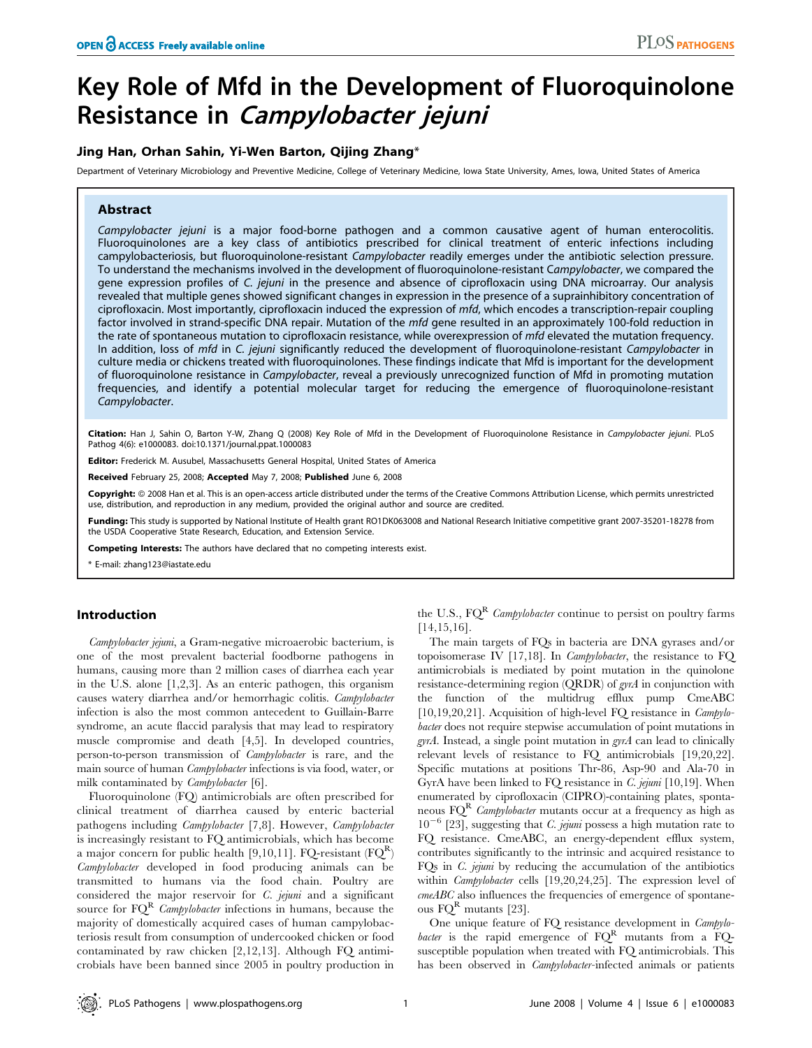# Key Role of Mfd in the Development of Fluoroquinolone Resistance in *Campylobacter jejuni*

**Jing Han, Orhan Sahin, Yi-Wen Barton, Qijing Zhang***

Department of Veterinary Microbiology and Preventive Medicine, College of Veterinary Medicine, Iowa State University, Ames, Iowa, United States of America

## Abstract

*Campylobacter jejuni* is a major food-borne pathogen and a common causative agent of human enterocolitis. Fluoroquinolones are a key class of antibiotics prescribed for clinical treatment of enteric infections including campylobacteriosis, but fluoroquinolone-resistant *Campylobacter* readily emerges under the antibiotic selection pressure. To understand the mechanisms involved in the development of fluoroquinolone-resistant Campylobacter, we compared the gene expression profiles of *C. jejuni* in the presence and absence of ciprofloxacin using DNA microarray. Our analysis revealed that multiple genes showed significant changes in expression in the presence of a suprainhibitory concentration of ciprofloxacin. Most importantly, ciprofloxacin induced the expression of *mfd*, which encodes a transcription-repair coupling factor involved in strand-specific DNA repair. Mutation of the *mfd* gene resulted in an approximately 100-fold reduction in the rate of spontaneous mutation to ciprofloxacin resistance, while overexpression of *mfd* elevated the mutation frequency. In addition, loss of *mfd* in *C. jejuni* significantly reduced the development of fluoroquinolone-resistant *Campylobacter* in culture media or chickens treated with fluoroquinolones. These findings indicate that Mfd is important for the development of fluoroquinolone resistance in *Campylobacter*, reveal a previously unrecognized function of Mfd in promoting mutation frequencies, and identify a potential molecular target for reducing the emergence of fluoroquinolone-resistant *Campylobacter*.

**Citation:** Han J, Sahin O, Barton Y-W, Zhang Q (2008) Key Role of Mfd in the Development of Fluoroquinolone Resistance in *Campylobacter jejuni*. PLoS Pathog 4(6): e1000083. doi:10.1371/journal.ppat.1000083

**Editor:** Frederick M. Ausubel, Massachusetts General Hospital, United States of America

**Received** February 25, 2008; **Accepted** May 7, 2008; **Published** June 6, 2008

**Copyright:** © 2008 Han et al. This is an open-access article distributed under the terms of the Creative Commons Attribution License, which permits unrestricted use, distribution, and reproduction in any medium, provided the original author and source are credited.

**Funding:** This study is supported by National Institute of Health grant RO1DK063008 and National Research Initiative competitive grant 2007-35201-18278 from the USDA Cooperative State Research, Education, and Extension Service.

**Competing Interests:** The authors have declared that no competing interests exist.

\* E-mail: zhang123@iastate.edu

## Introduction

*Campylobacter jejuni*, a Gram-negative microaerobic bacterium, is one of the most prevalent bacterial foodborne pathogens in humans, causing more than 2 million cases of diarrhea each year in the U.S. alone [1,2,3]. As an enteric pathogen, this organism causes watery diarrhea and/or hemorrhagic colitis. *Campylobacter* infection is also the most common antecedent to Guillain-Barre syndrome, an acute flaccid paralysis that may lead to respiratory muscle compromise and death [4,5]. In developed countries, person-to-person transmission of *Campylobacter* is rare, and the main source of human *Campylobacter* infections is via food, water, or milk contaminated by *Campylobacter* [6].

Fluoroquinolone (FQ) antimicrobials are often prescribed for clinical treatment of diarrhea caused by enteric bacterial pathogens including *Campylobacter* [7,8]. However, *Campylobacter* is increasingly resistant to FQ antimicrobials, which has become a major concern for public health [9,10,11]. FQ-resistant ($FQ^R$) *Campylobacter* developed in food producing animals can be transmitted to humans via the food chain. Poultry are considered the major reservoir for *C. jejuni* and a significant source for $FQ^R$ *Campylobacter* infections in humans, because the majority of domestically acquired cases of human campylobacteriosis result from consumption of undercooked chicken or food contaminated by raw chicken [2,12,13]. Although FQ antimicrobials have been banned since 2005 in poultry production in the U.S., $FQ^R$ *Campylobacter* continue to persist on poultry farms [14,15,16].

The main targets of FQs in bacteria are DNA gyrases and/or topoisomerase IV [17,18]. In *Campylobacter*, the resistance to FQ antimicrobials is mediated by point mutation in the quinolone resistance-determining region (QRDR) of *gyrA* in conjunction with the function of the multidrug efflux pump CmeABC [10,19,20,21]. Acquisition of high-level FQ resistance in *Campylobacter* does not require stepwise accumulation of point mutations in *gyrA*. Instead, a single point mutation in *gyrA* can lead to clinically relevant levels of resistance to FQ antimicrobials [19,20,22]. Specific mutations at positions Thr-86, Asp-90 and Ala-70 in GyrA have been linked to FQ resistance in *C. jejuni* [10,19]. When enumerated by ciprofloxacin (CIPRO)-containing plates, spontaneous $FQ^R$ *Campylobacter* mutants occur at a frequency as high as $10^{-6}$ [23], suggesting that *C. jejuni* possess a high mutation rate to FQ resistance. CmeABC, an energy-dependent efflux system, contributes significantly to the intrinsic and acquired resistance to FQs in *C. jejuni* by reducing the accumulation of the antibiotics within *Campylobacter* cells [19,20,24,25]. The expression level of *cmeABC* also influences the frequencies of emergence of spontaneous $FQ^R$ mutants [23].

One unique feature of FQ resistance development in *Campylobacter* is the rapid emergence of $FQ^R$ mutants from a FQ-susceptible population when treated with FQ antimicrobials. This has been observed in *Campylobacter*-infected animals or patients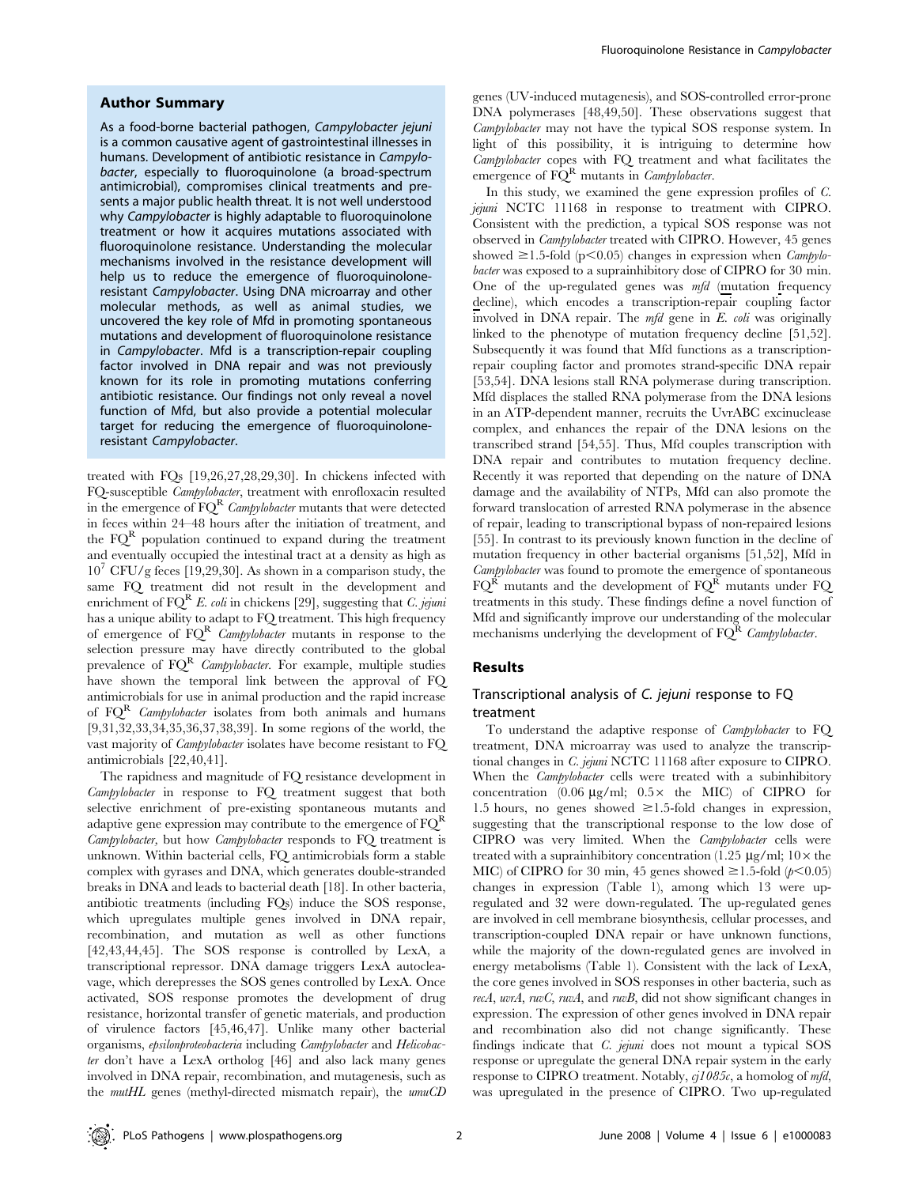## Author Summary

As a food-borne bacterial pathogen, *Campylobacter jejuni* is a common causative agent of gastrointestinal illnesses in humans. Development of antibiotic resistance in *Campylobacter*, especially to fluoroquinolone (a broad-spectrum antimicrobial), compromises clinical treatments and presents a major public health threat. It is not well understood why *Campylobacter* is highly adaptable to fluoroquinolone treatment or how it acquires mutations associated with fluoroquinolone resistance. Understanding the molecular mechanisms involved in the resistance development will help us to reduce the emergence of fluoroquinolone-resistant *Campylobacter*. Using DNA microarray and other molecular methods, as well as animal studies, we uncovered the key role of Mfd in promoting spontaneous mutations and development of fluoroquinolone resistance in *Campylobacter*. Mfd is a transcription-repair coupling factor involved in DNA repair and was not previously known for its role in promoting mutations conferring antibiotic resistance. Our findings not only reveal a novel function of Mfd, but also provide a potential molecular target for reducing the emergence of fluoroquinolone-resistant *Campylobacter*.

treated with FQs [19,26,27,28,29,30]. In chickens infected with FQ-susceptible *Campylobacter*, treatment with enrofloxacin resulted in the emergence of $FQ^R$ *Campylobacter* mutants that were detected in feces within 24–48 hours after the initiation of treatment, and the $FQ^R$ population continued to expand during the treatment and eventually occupied the intestinal tract at a density as high as $10^7$ CFU/g feces [19,29,30]. As shown in a comparison study, the same FQ treatment did not result in the development and enrichment of $FQ^R$ *E. coli* in chickens [29], suggesting that *C. jejuni* has a unique ability to adapt to FQ treatment. This high frequency of emergence of $FQ^R$ *Campylobacter* mutants in response to the selection pressure may have directly contributed to the global prevalence of $FQ^R$ *Campylobacter*. For example, multiple studies have shown the temporal link between the approval of FQ antimicrobials for use in animal production and the rapid increase of $FQ^R$ *Campylobacter* isolates from both animals and humans [9,31,32,33,34,35,36,37,38,39]. In some regions of the world, the vast majority of *Campylobacter* isolates have become resistant to FQ antimicrobials [22,40,41].

The rapidness and magnitude of FQ resistance development in *Campylobacter* in response to FQ treatment suggest that both selective enrichment of pre-existing spontaneous mutants and adaptive gene expression may contribute to the emergence of $FQ^R$ *Campylobacter*, but how *Campylobacter* responds to FQ treatment is unknown. Within bacterial cells, FQ antimicrobials form a stable complex with gyrases and DNA, which generates double-stranded breaks in DNA and leads to bacterial death [18]. In other bacteria, antibiotic treatments (including FQs) induce the SOS response, which upregulates multiple genes involved in DNA repair, recombination, and mutation as well as other functions [42,43,44,45]. The SOS response is controlled by LexA, a transcriptional repressor. DNA damage triggers LexA autocleavage, which derepresses the SOS genes controlled by LexA. Once activated, SOS response promotes the development of drug resistance, horizontal transfer of genetic materials, and production of virulence factors [45,46,47]. Unlike many other bacterial organisms, *epsilonproteobacteria* including *Campylobacter* and *Helicobacter* don't have a LexA ortholog [46] and also lack many genes involved in DNA repair, recombination, and mutagenesis, such as the *mutHL* genes (methyl-directed mismatch repair), the *umuCD* genes (UV-induced mutagenesis), and SOS-controlled error-prone DNA polymerases [48,49,50]. These observations suggest that *Campylobacter* may not have the typical SOS response system. In light of this possibility, it is intriguing to determine how *Campylobacter* copes with FQ treatment and what facilitates the emergence of $FQ^R$ mutants in *Campylobacter*.

In this study, we examined the gene expression profiles of *C. jejuni* NCTC 11168 in response to treatment with CIPRO. Consistent with the prediction, a typical SOS response was not observed in *Campylobacter* treated with CIPRO. However, 45 genes showed ≥1.5-fold ($p<0.05$) changes in expression when *Campylobacter* was exposed to a suprainhibitory dose of CIPRO for 30 min. One of the up-regulated genes was *mfd* (mutation frequency decline), which encodes a transcription-repair coupling factor involved in DNA repair. The *mfd* gene in *E. coli* was originally linked to the phenotype of mutation frequency decline [51,52]. Subsequently it was found that Mfd functions as a transcription-repair coupling factor and promotes strand-specific DNA repair [53,54]. DNA lesions stall RNA polymerase during transcription. Mfd displaces the stalled RNA polymerase from the DNA lesions in an ATP-dependent manner, recruits the UvrABC excinuclease complex, and enhances the repair of the DNA lesions on the transcribed strand [54,55]. Thus, Mfd couples transcription with DNA repair and contributes to mutation frequency decline. Recently it was reported that depending on the nature of DNA damage and the availability of NTPs, Mfd can also promote the forward translocation of arrested RNA polymerase in the absence of repair, leading to transcriptional bypass of non-repaired lesions [55]. In contrast to its previously known function in the decline of mutation frequency in other bacterial organisms [51,52], Mfd in *Campylobacter* was found to promote the emergence of spontaneous $FQ^R$ mutants and the development of $FQ^R$ mutants under FQ treatments in this study. These findings define a novel function of Mfd and significantly improve our understanding of the molecular mechanisms underlying the development of $FQ^R$ *Campylobacter*.

## Results

### Transcriptional analysis of *C. jejuni* response to FQ treatment

To understand the adaptive response of *Campylobacter* to FQ treatment, DNA microarray was used to analyze the transcriptional changes in *C. jejuni* NCTC 11168 after exposure to CIPRO. When the *Campylobacter* cells were treated with a subinhibitory concentration (0.06 μg/ml; 0.5× the MIC) of CIPRO for 1.5 hours, no genes showed ≥1.5-fold changes in expression, suggesting that the transcriptional response to the low dose of CIPRO was very limited. When the *Campylobacter* cells were treated with a suprainhibitory concentration (1.25 μg/ml; 10× the MIC) of CIPRO for 30 min, 45 genes showed ≥1.5-fold ($p<0.05$) changes in expression (Table 1), among which 13 were up-regulated and 32 were down-regulated. The up-regulated genes are involved in cell membrane biosynthesis, cellular processes, and transcription-coupled DNA repair or have unknown functions, while the majority of the down-regulated genes are involved in energy metabolisms (Table 1). Consistent with the lack of LexA, the core genes involved in SOS responses in other bacteria, such as *recA*, *uvrA*, *ruvC*, *ruvA*, and *ruvB*, did not show significant changes in expression. The expression of other genes involved in DNA repair and recombination also did not change significantly. These findings indicate that *C. jejuni* does not mount a typical SOS response or upregulate the general DNA repair system in the early response to CIPRO treatment. Notably, *cj1085c*, a homolog of *mfd*, was upregulated in the presence of CIPRO. Two up-regulated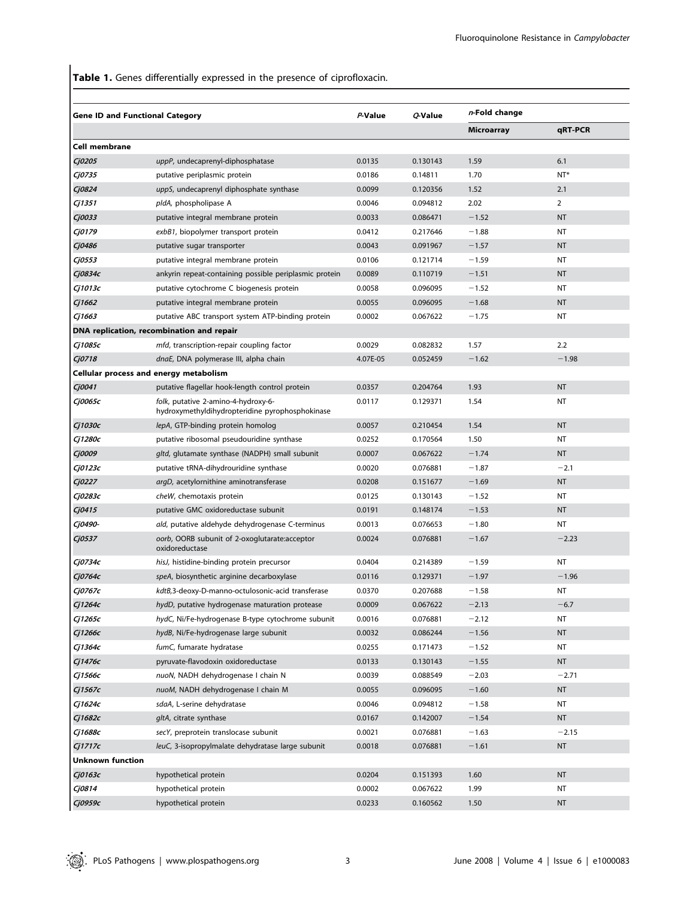**Table 1.** Genes differentially expressed in the presence of ciprofloxacin.

| Gene ID and Functional Category | | P-Value | Q-Value | n-Fold change | |
|---|---|---|---|---|---|
| | | | | Microarray | qRT-PCR |
| **Cell membrane** | | | | | |
| *Cj0205* | *uppP*, undecaprenyl-diphosphatase | 0.0135 | 0.130143 | 1.59 | 6.1 |
| *Cj0735* | putative periplasmic protein | 0.0186 | 0.14811 | 1.70 | NT* |
| *Cj0824* | *uppS*, undecaprenyl diphosphate synthase | 0.0099 | 0.120356 | 1.52 | 2.1 |
| *Cj1351* | *pldA*, phospholipase A | 0.0046 | 0.094812 | 2.02 | 2 |
| *Cj0033* | putative integral membrane protein | 0.0033 | 0.086471 | −1.52 | NT |
| *Cj0179* | *exbB1*, biopolymer transport protein | 0.0412 | 0.217646 | −1.88 | NT |
| *Cj0486* | putative sugar transporter | 0.0043 | 0.091967 | −1.57 | NT |
| *Cj0553* | putative integral membrane protein | 0.0106 | 0.121714 | −1.59 | NT |
| *Cj0834c* | ankyrin repeat-containing possible periplasmic protein | 0.0089 | 0.110719 | −1.51 | NT |
| *Cj1013c* | putative cytochrome C biogenesis protein | 0.0058 | 0.096095 | −1.52 | NT |
| *Cj1662* | putative integral membrane protein | 0.0055 | 0.096095 | −1.68 | NT |
| *Cj1663* | putative ABC transport system ATP-binding protein | 0.0002 | 0.067622 | −1.75 | NT |
| **DNA replication, recombination and repair** | | | | | |
| *Cj1085c* | *mfd*, transcription-repair coupling factor | 0.0029 | 0.082832 | 1.57 | 2.2 |
| *Cj0718* | *dnaE*, DNA polymerase III, alpha chain | 4.07E-05 | 0.052459 | −1.62 | −1.98 |
| **Cellular process and energy metabolism** | | | | | |
| *Cj0041* | putative flagellar hook-length control protein | 0.0357 | 0.204764 | 1.93 | NT |
| *Cj0065c* | *folk*, putative 2-amino-4-hydroxy-6-hydroxymethyldihydropteridine pyrophosphokinase | 0.0117 | 0.129371 | 1.54 | NT |
| *Cj1030c* | *lepA*, GTP-binding protein homolog | 0.0057 | 0.210454 | 1.54 | NT |
| *Cj1280c* | putative ribosomal pseudouridine synthase | 0.0252 | 0.170564 | 1.50 | NT |
| *Cj0009* | *gltd*, glutamate synthase (NADPH) small subunit | 0.0007 | 0.067622 | −1.74 | NT |
| *Cj0123c* | putative tRNA-dihydrouridine synthase | 0.0020 | 0.076881 | −1.87 | −2.1 |
| *Cj0227* | *argD*, acetylornithine aminotransferase | 0.0208 | 0.151677 | −1.69 | NT |
| *Cj0283c* | *cheW*, chemotaxis protein | 0.0125 | 0.130143 | −1.52 | NT |
| *Cj0415* | putative GMC oxidoreductase subunit | 0.0191 | 0.148174 | −1.53 | NT |
| *Cj0490-* | *ald*, putative aldehyde dehydrogenase C-terminus | 0.0013 | 0.076653 | −1.80 | NT |
| *Cj0537* | *oorb*, OORB subunit of 2-oxoglutarate:acceptor oxidoreductase | 0.0024 | 0.076881 | −1.67 | −2.23 |
| *Cj0734c* | *hisJ*, histidine-binding protein precursor | 0.0404 | 0.214389 | −1.59 | NT |
| *Cj0764c* | *speA*, biosynthetic arginine decarboxylase | 0.0116 | 0.129371 | −1.97 | −1.96 |
| *Cj0767c* | *kdtB*,3-deoxy-D-manno-octulosonic-acid transferase | 0.0370 | 0.207688 | −1.58 | NT |
| *Cj1264c* | *hydD*, putative hydrogenase maturation protease | 0.0009 | 0.067622 | −2.13 | −6.7 |
| *Cj1265c* | *hydC*, Ni/Fe-hydrogenase B-type cytochrome subunit | 0.0016 | 0.076881 | −2.12 | NT |
| *Cj1266c* | *hydB*, Ni/Fe-hydrogenase large subunit | 0.0032 | 0.086244 | −1.56 | NT |
| *Cj1364c* | *fumC*, fumarate hydratase | 0.0255 | 0.171473 | −1.52 | NT |
| *Cj1476c* | pyruvate-flavodoxin oxidoreductase | 0.0133 | 0.130143 | −1.55 | NT |
| *Cj1566c* | *nuoN*, NADH dehydrogenase I chain N | 0.0039 | 0.088549 | −2.03 | −2.71 |
| *Cj1567c* | *nuoM*, NADH dehydrogenase I chain M | 0.0055 | 0.096095 | −1.60 | NT |
| *Cj1624c* | *sdaA*, L-serine dehydratase | 0.0046 | 0.094812 | −1.58 | NT |
| *Cj1682c* | *gltA*, citrate synthase | 0.0167 | 0.142007 | −1.54 | NT |
| *Cj1688c* | *secY*, preprotein translocase subunit | 0.0021 | 0.076881 | −1.63 | −2.15 |
| *Cj1717c* | *leuC*, 3-isopropylmalate dehydratase large subunit | 0.0018 | 0.076881 | −1.61 | NT |
| **Unknown function** | | | | | |
| *Cj0163c* | hypothetical protein | 0.0204 | 0.151393 | 1.60 | NT |
| *Cj0814* | hypothetical protein | 0.0002 | 0.067622 | 1.99 | NT |
| *Cj0959c* | hypothetical protein | 0.0233 | 0.160562 | 1.50 | NT |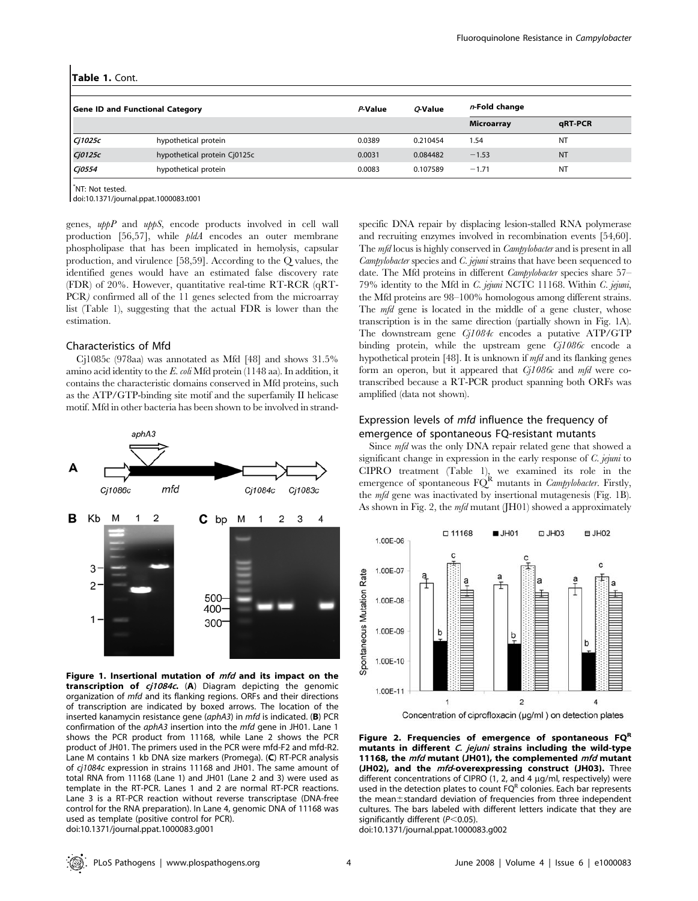**Table 1.** Cont.

| Gene ID and Functional Category | | P-Value | Q-Value | n-Fold change | |
|---|---|---|---|---|---|
| | | | | Microarray | qRT-PCR |
| *Cj1025c* | hypothetical protein | 0.0389 | 0.210454 | 1.54 | NT |
| *Cj0125c* | hypothetical protein Cj0125c | 0.0031 | 0.084482 | −1.53 | NT |
| *Cj0554* | hypothetical protein | 0.0083 | 0.107589 | −1.71 | NT |

*NT: Not tested.

doi:10.1371/journal.ppat.1000083.t001

genes, *uppP* and *uppS*, encode products involved in cell wall production [56,57], while *pldA* encodes an outer membrane phospholipase that has been implicated in hemolysis, capsular production, and virulence [58,59]. According to the Q values, the identified genes would have an estimated false discovery rate (FDR) of 20%. However, quantitative real-time RT-RCR (qRT-PCR) confirmed all of the 11 genes selected from the microarray list (Table 1), suggesting that the actual FDR is lower than the estimation.

### Characteristics of Mfd

Cj1085c (978aa) was annotated as Mfd [48] and shows 31.5% amino acid identity to the *E. coli* Mfd protein (1148 aa). In addition, it contains the characteristic domains conserved in Mfd proteins, such as the ATP/GTP-binding site motif and the superfamily II helicase motif. Mfd in other bacteria has been shown to be involved in strand-specific DNA repair by displacing lesion-stalled RNA polymerase and recruiting enzymes involved in recombination events [54,60]. The *mfd* locus is highly conserved in *Campylobacter* and is present in all *Campylobacter* species and *C. jejuni* strains that have been sequenced to date. The Mfd proteins in different *Campylobacter* species share 57–79% identity to the Mfd in *C. jejuni* NCTC 11168. Within *C. jejuni*, the Mfd proteins are 98–100% homologous among different strains. The *mfd* gene is located in the middle of a gene cluster, whose transcription is in the same direction (partially shown in Fig. 1A). The downstream gene *Cj1084c* encodes a putative ATP/GTP binding protein, while the upstream gene *Cj1086c* encode a hypothetical protein [48]. It is unknown if *mfd* and its flanking genes form an operon, but it appeared that *Cj1086c* and *mfd* were co-transcribed because a RT-PCR product spanning both ORFs was amplified (data not shown).

**Figure 1. Insertional mutation of *mfd* and its impact on the transcription of *cj1084c*.** (**A**) Diagram depicting the genomic organization of *mfd* and its flanking regions. ORFs and their directions of transcription are indicated by boxed arrows. The location of the inserted kanamycin resistance gene (*aphA3*) in *mfd* is indicated. (**B**) PCR confirmation of the *aphA3* insertion into the *mfd* gene in JH01. Lane 1 shows the PCR product from 11168, while Lane 2 shows the PCR product of JH01. The primers used in the PCR were mfd-F2 and mfd-R2. Lane M contains 1 kb DNA size markers (Promega). (**C**) RT-PCR analysis of *cj1084c* expression in strains 11168 and JH01. The same amount of total RNA from 11168 (Lane 1) and JH01 (Lane 2 and 3) were used as template in the RT-PCR. Lanes 1 and 2 are normal RT-PCR reactions. Lane 3 is a RT-PCR reaction without reverse transcriptase (DNA-free control for the RNA preparation). In Lane 4, genomic DNA of 11168 was used as template (positive control for PCR).
doi:10.1371/journal.ppat.1000083.g001

### Expression levels of *mfd* influence the frequency of emergence of spontaneous FQ-resistant mutants

Since *mfd* was the only DNA repair related gene that showed a significant change in expression in the early response of *C. jejuni* to CIPRO treatment (Table 1), we examined its role in the emergence of spontaneous FQ$^R$ mutants in *Campylobacter*. Firstly, the *mfd* gene was inactivated by insertional mutagenesis (Fig. 1B). As shown in Fig. 2, the *mfd* mutant (JH01) showed a approximately

**Figure 2. Frequencies of emergence of spontaneous FQ$^R$ mutants in different *C. jejuni* strains including the wild-type 11168, the *mfd* mutant (JH01), the complemented *mfd* mutant (JH02), and the *mfd*-overexpressing construct (JH03).** Three different concentrations of CIPRO (1, 2, and 4 µg/ml, respectively) were used in the detection plates to count FQ$^R$ colonies. Each bar represents the mean±standard deviation of frequencies from three independent cultures. The bars labeled with different letters indicate that they are significantly different ($P<0.05$).
doi:10.1371/journal.ppat.1000083.g002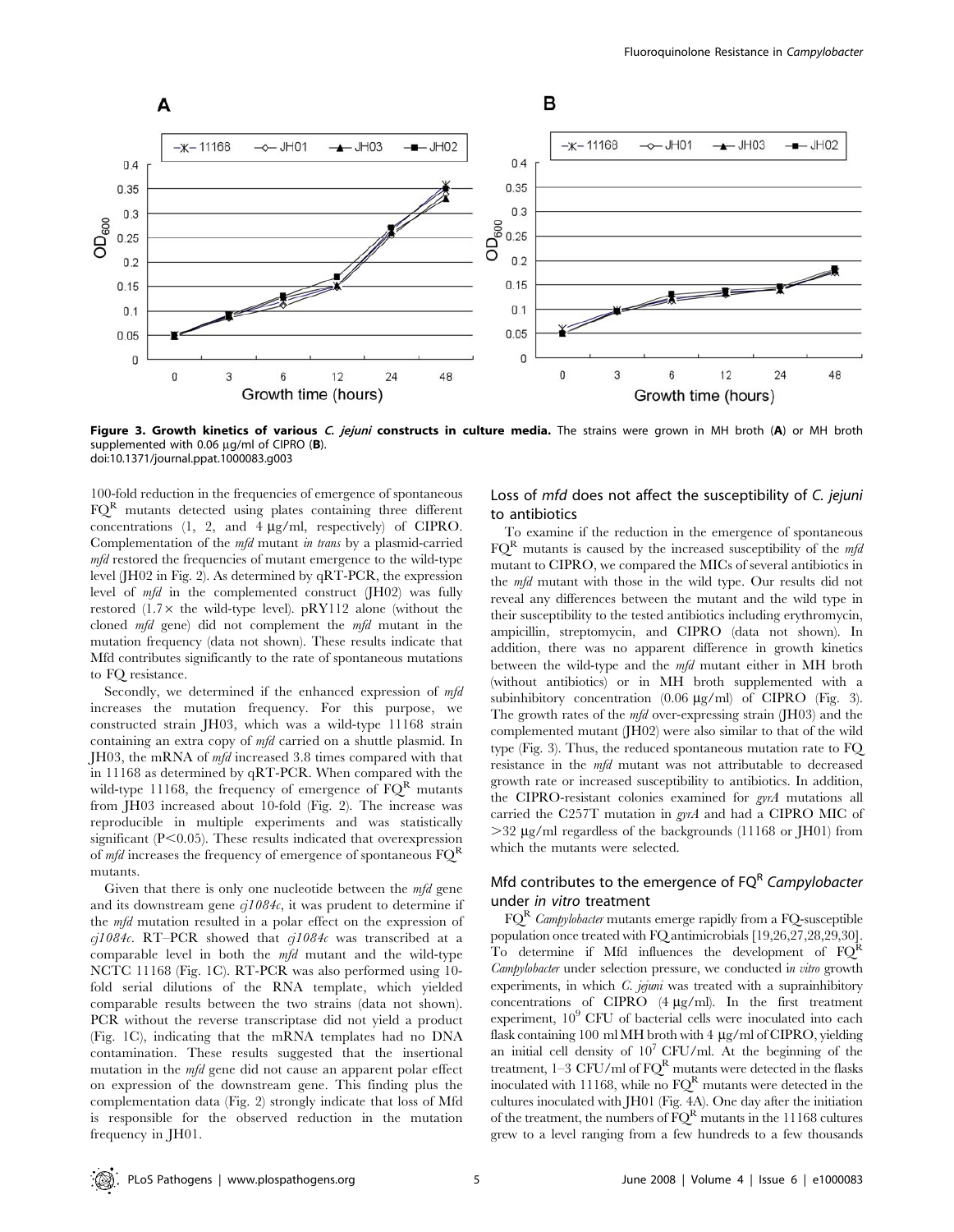**Figure 3. Growth kinetics of various *C. jejuni* constructs in culture media.** The strains were grown in MH broth (**A**) or MH broth supplemented with 0.06 µg/ml of CIPRO (**B**).
doi:10.1371/journal.ppat.1000083.g003

100-fold reduction in the frequencies of emergence of spontaneous $FQ^R$ mutants detected using plates containing three different concentrations (1, 2, and 4 µg/ml, respectively) of CIPRO. Complementation of the *mfd* mutant *in trans* by a plasmid-carried *mfd* restored the frequencies of mutant emergence to the wild-type level (JH02 in Fig. 2). As determined by qRT-PCR, the expression level of *mfd* in the complemented construct (JH02) was fully restored (1.7× the wild-type level). pRY112 alone (without the cloned *mfd* gene) did not complement the *mfd* mutant in the mutation frequency (data not shown). These results indicate that Mfd contributes significantly to the rate of spontaneous mutations to FQ resistance.

Secondly, we determined if the enhanced expression of *mfd* increases the mutation frequency. For this purpose, we constructed strain JH03, which was a wild-type 11168 strain containing an extra copy of *mfd* carried on a shuttle plasmid. In JH03, the mRNA of *mfd* increased 3.8 times compared with that in 11168 as determined by qRT-PCR. When compared with the wild-type 11168, the frequency of emergence of $FQ^R$ mutants from JH03 increased about 10-fold (Fig. 2). The increase was reproducible in multiple experiments and was statistically significant ($P<0.05$). These results indicated that overexpression of *mfd* increases the frequency of emergence of spontaneous $FQ^R$ mutants.

Given that there is only one nucleotide between the *mfd* gene and its downstream gene *cj1084c*, it was prudent to determine if the *mfd* mutation resulted in a polar effect on the expression of *cj1084c*. RT–PCR showed that *cj1084c* was transcribed at a comparable level in both the *mfd* mutant and the wild-type NCTC 11168 (Fig. 1C). RT-PCR was also performed using 10-fold serial dilutions of the RNA template, which yielded comparable results between the two strains (data not shown). PCR without the reverse transcriptase did not yield a product (Fig. 1C), indicating that the mRNA templates had no DNA contamination. These results suggested that the insertional mutation in the *mfd* gene did not cause an apparent polar effect on expression of the downstream gene. This finding plus the complementation data (Fig. 2) strongly indicate that loss of Mfd is responsible for the observed reduction in the mutation frequency in JH01.

### Loss of *mfd* does not affect the susceptibility of *C. jejuni* to antibiotics

To examine if the reduction in the emergence of spontaneous $FQ^R$ mutants is caused by the increased susceptibility of the *mfd* mutant to CIPRO, we compared the MICs of several antibiotics in the *mfd* mutant with those in the wild type. Our results did not reveal any differences between the mutant and the wild type in their susceptibility to the tested antibiotics including erythromycin, ampicillin, streptomycin, and CIPRO (data not shown). In addition, there was no apparent difference in growth kinetics between the wild-type and the *mfd* mutant either in MH broth (without antibiotics) or in MH broth supplemented with a subinhibitory concentration (0.06 µg/ml) of CIPRO (Fig. 3). The growth rates of the *mfd* over-expressing strain (JH03) and the complemented mutant (JH02) were also similar to that of the wild type (Fig. 3). Thus, the reduced spontaneous mutation rate to FQ resistance in the *mfd* mutant was not attributable to decreased growth rate or increased susceptibility to antibiotics. In addition, the CIPRO-resistant colonies examined for *gyrA* mutations all carried the C257T mutation in *gyrA* and had a CIPRO MIC of >32 µg/ml regardless of the backgrounds (11168 or JH01) from which the mutants were selected.

### Mfd contributes to the emergence of $FQ^R$ *Campylobacter* under *in vitro* treatment

$FQ^R$ *Campylobacter* mutants emerge rapidly from a FQ-susceptible population once treated with FQ antimicrobials [19,26,27,28,29,30]. To determine if Mfd influences the development of $FQ^R$ *Campylobacter* under selection pressure, we conducted *in vitro* growth experiments, in which *C. jejuni* was treated with a suprainhibitory concentrations of CIPRO (4 µg/ml). In the first treatment experiment, $10^9$ CFU of bacterial cells were inoculated into each flask containing 100 ml MH broth with 4 µg/ml of CIPRO, yielding an initial cell density of $10^7$ CFU/ml. At the beginning of the treatment, 1–3 CFU/ml of $FQ^R$ mutants were detected in the flasks inoculated with 11168, while no $FQ^R$ mutants were detected in the cultures inoculated with JH01 (Fig. 4A). One day after the initiation of the treatment, the numbers of $FQ^R$ mutants in the 11168 cultures grew to a level ranging from a few hundreds to a few thousands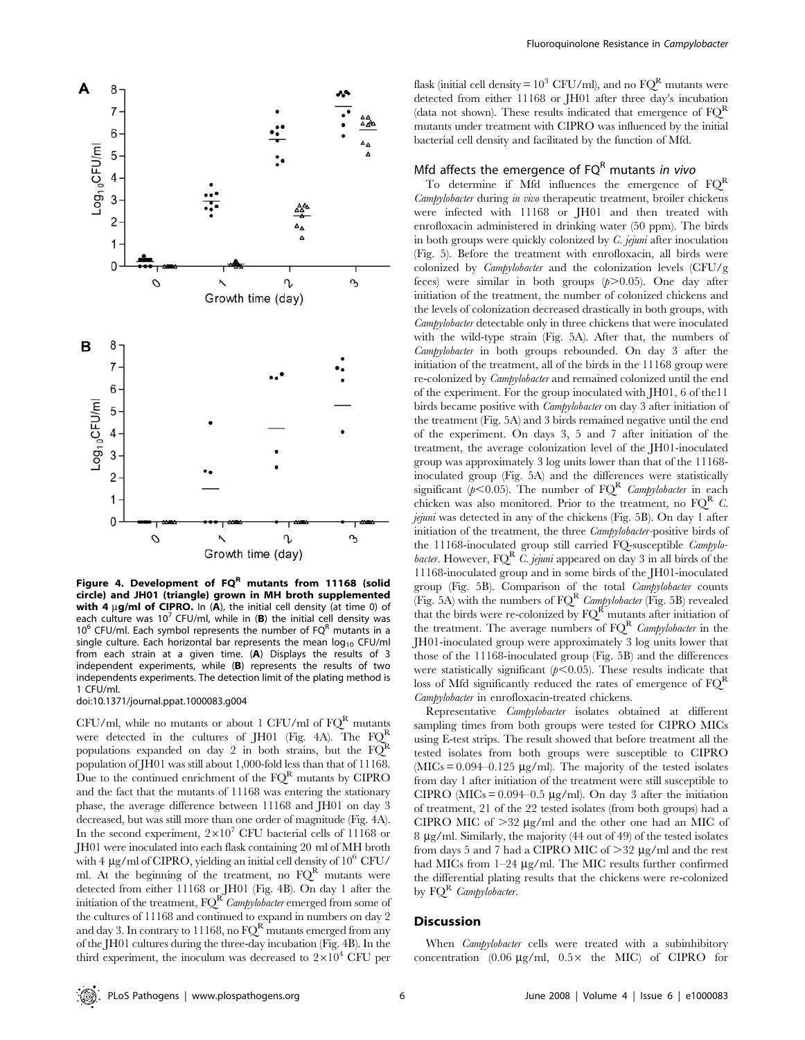Figure 4. Development of $FQ^R$ mutants from 11168 (solid circle) and JH01 (triangle) grown in MH broth supplemented with 4 μg/ml of CIPRO. In (A), the initial cell density (at time 0) of each culture was $10^7$ CFU/ml, while in (B) the initial cell density was $10^6$ CFU/ml. Each symbol represents the number of $FQ^R$ mutants in a single culture. Each horizontal bar represents the mean $\log_{10}$ CFU/ml from each strain at a given time. (A) Displays the results of 3 independent experiments, while (B) represents the results of two independents experiments. The detection limit of the plating method is 1 CFU/ml.

doi:10.1371/journal.ppat.1000083.g004

CFU/ml, while no mutants or about 1 CFU/ml of $FQ^R$ mutants were detected in the cultures of JH01 (Fig. 4A). The $FQ^R$ populations expanded on day 2 in both strains, but the $FQ^R$ population of JH01 was still about 1,000-fold less than that of 11168. Due to the continued enrichment of the $FQ^R$ mutants by CIPRO and the fact that the mutants of 11168 was entering the stationary phase, the average difference between 11168 and JH01 on day 3 decreased, but was still more than one order of magnitude (Fig. 4A). In the second experiment, $2\times10^7$ CFU bacterial cells of 11168 or JH01 were inoculated into each flask containing 20 ml of MH broth with 4 μg/ml of CIPRO, yielding an initial cell density of $10^6$ CFU/ml. At the beginning of the treatment, no $FQ^R$ mutants were detected from either 11168 or JH01 (Fig. 4B). On day 1 after the initiation of the treatment, $FQ^R$ *Campylobacter* emerged from some of the cultures of 11168 and continued to expand in numbers on day 2 and day 3. In contrary to 11168, no $FQ^R$ mutants emerged from any of the JH01 cultures during the three-day incubation (Fig. 4B). In the third experiment, the inoculum was decreased to $2\times10^4$ CFU per flask (initial cell density = $10^3$ CFU/ml), and no $FQ^R$ mutants were detected from either 11168 or JH01 after three day's incubation (data not shown). These results indicated that emergence of $FQ^R$ mutants under treatment with CIPRO was influenced by the initial bacterial cell density and facilitated by the function of Mfd.

### Mfd affects the emergence of $FQ^R$ mutants *in vivo*

To determine if Mfd influences the emergence of $FQ^R$ *Campylobacter* during *in vivo* therapeutic treatment, broiler chickens were infected with 11168 or JH01 and then treated with enrofloxacin administered in drinking water (50 ppm). The birds in both groups were quickly colonized by *C. jejuni* after inoculation (Fig. 5). Before the treatment with enrofloxacin, all birds were colonized by *Campylobacter* and the colonization levels (CFU/g feces) were similar in both groups ($p>0.05$). One day after initiation of the treatment, the number of colonized chickens and the levels of colonization decreased drastically in both groups, with *Campylobacter* detectable only in three chickens that were inoculated with the wild-type strain (Fig. 5A). After that, the numbers of *Campylobacter* in both groups rebounded. On day 3 after the initiation of the treatment, all of the birds in the 11168 group were re-colonized by *Campylobacter* and remained colonized until the end of the experiment. For the group inoculated with JH01, 6 of the11 birds became positive with *Campylobacter* on day 3 after initiation of the treatment (Fig. 5A) and 3 birds remained negative until the end of the experiment. On days 3, 5 and 7 after initiation of the treatment, the average colonization level of the JH01-inoculated group was approximately 3 log units lower than that of the 11168-inoculated group (Fig. 5A) and the differences were statistically significant ($p<0.05$). The number of $FQ^R$ *Campylobacter* in each chicken was also monitored. Prior to the treatment, no $FQ^R$ *C. jejuni* was detected in any of the chickens (Fig. 5B). On day 1 after initiation of the treatment, the three *Campylobacter*-positive birds of the 11168-inoculated group still carried FQ-susceptible *Campylobacter*. However, $FQ^R$ *C. jejuni* appeared on day 3 in all birds of the 11168-inoculated group and in some birds of the JH01-inoculated group (Fig. 5B). Comparison of the total *Campylobacter* counts (Fig. 5A) with the numbers of $FQ^R$ *Campylobacter* (Fig. 5B) revealed that the birds were re-colonized by $FQ^R$ mutants after initiation of the treatment. The average numbers of $FQ^R$ *Campylobacter* in the JH01-inoculated group were approximately 3 log units lower than those of the 11168-inoculated group (Fig. 5B) and the differences were statistically significant ($p<0.05$). These results indicate that loss of Mfd significantly reduced the rates of emergence of $FQ^R$ *Campylobacter* in enrofloxacin-treated chickens.

Representative *Campylobacter* isolates obtained at different sampling times from both groups were tested for CIPRO MICs using E-test strips. The result showed that before treatment all the tested isolates from both groups were susceptible to CIPRO (MICs = 0.094–0.125 μg/ml). The majority of the tested isolates from day 1 after initiation of the treatment were still susceptible to CIPRO (MICs = 0.094–0.5 μg/ml). On day 3 after the initiation of treatment, 21 of the 22 tested isolates (from both groups) had a CIPRO MIC of >32 μg/ml and the other one had an MIC of 8 μg/ml. Similarly, the majority (44 out of 49) of the tested isolates from days 5 and 7 had a CIPRO MIC of >32 μg/ml and the rest had MICs from 1–24 μg/ml. The MIC results further confirmed the differential plating results that the chickens were re-colonized by $FQ^R$ *Campylobacter*.

## Discussion

When *Campylobacter* cells were treated with a subinhibitory concentration (0.06 μg/ml, 0.5× the MIC) of CIPRO for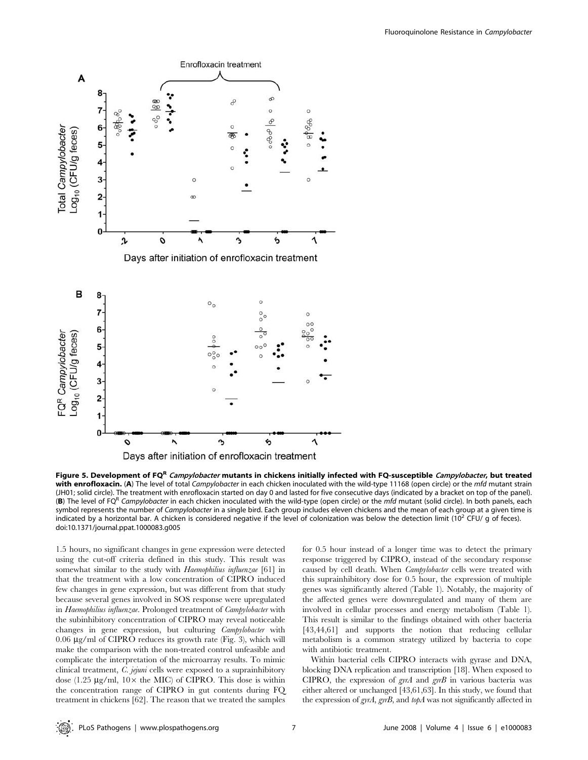**Figure 5. Development of FQ[R] *Campylobacter* mutants in chickens initially infected with FQ-susceptible *Campylobacter*, but treated with enrofloxacin.** (**A**) The level of total *Campylobacter* in each chicken inoculated with the wild-type 11168 (open circle) or the *mfd* mutant strain (JH01; solid circle). The treatment with enrofloxacin started on day 0 and lasted for five consecutive days (indicated by a bracket on top of the panel). (**B**) The level of FQ[R] *Campylobacter* in each chicken inoculated with the wild-type (open circle) or the *mfd* mutant (solid circle). In both panels, each symbol represents the number of *Campylobacter* in a single bird. Each group includes eleven chickens and the mean of each group at a given time is indicated by a horizontal bar. A chicken is considered negative if the level of colonization was below the detection limit ($10^2$ CFU/ g of feces).
doi:10.1371/journal.ppat.1000083.g005

1.5 hours, no significant changes in gene expression were detected using the cut-off criteria defined in this study. This result was somewhat similar to the study with *Haemophilius influenzae* [61] in that the treatment with a low concentration of CIPRO induced few changes in gene expression, but was different from that study because several genes involved in SOS response were upregulated in *Haemophilius influenzae*. Prolonged treatment of *Campylobacter* with the subinhibitory concentration of CIPRO may reveal noticeable changes in gene expression, but culturing *Campylobacter* with 0.06 μg/ml of CIPRO reduces its growth rate (Fig. 3), which will make the comparison with the non-treated control unfeasible and complicate the interpretation of the microarray results. To mimic clinical treatment, *C. jejuni* cells were exposed to a suprainhibitory dose (1.25 μg/ml, 10× the MIC) of CIPRO. This dose is within the concentration range of CIPRO in gut contents during FQ treatment in chickens [62]. The reason that we treated the samples for 0.5 hour instead of a longer time was to detect the primary response triggered by CIPRO, instead of the secondary response caused by cell death. When *Campylobacter* cells were treated with this suprainhibitory dose for 0.5 hour, the expression of multiple genes was significantly altered (Table 1). Notably, the majority of the affected genes were downregulated and many of them are involved in cellular processes and energy metabolism (Table 1). This result is similar to the findings obtained with other bacteria [43,44,61] and supports the notion that reducing cellular metabolism is a common strategy utilized by bacteria to cope with antibiotic treatment.

Within bacterial cells CIPRO interacts with gyrase and DNA, blocking DNA replication and transcription [18]. When exposed to CIPRO, the expression of *gyrA* and *gyrB* in various bacteria was either altered or unchanged [43,61,63]. In this study, we found that the expression of *gyrA*, *gyrB*, and *topA* was not significantly affected in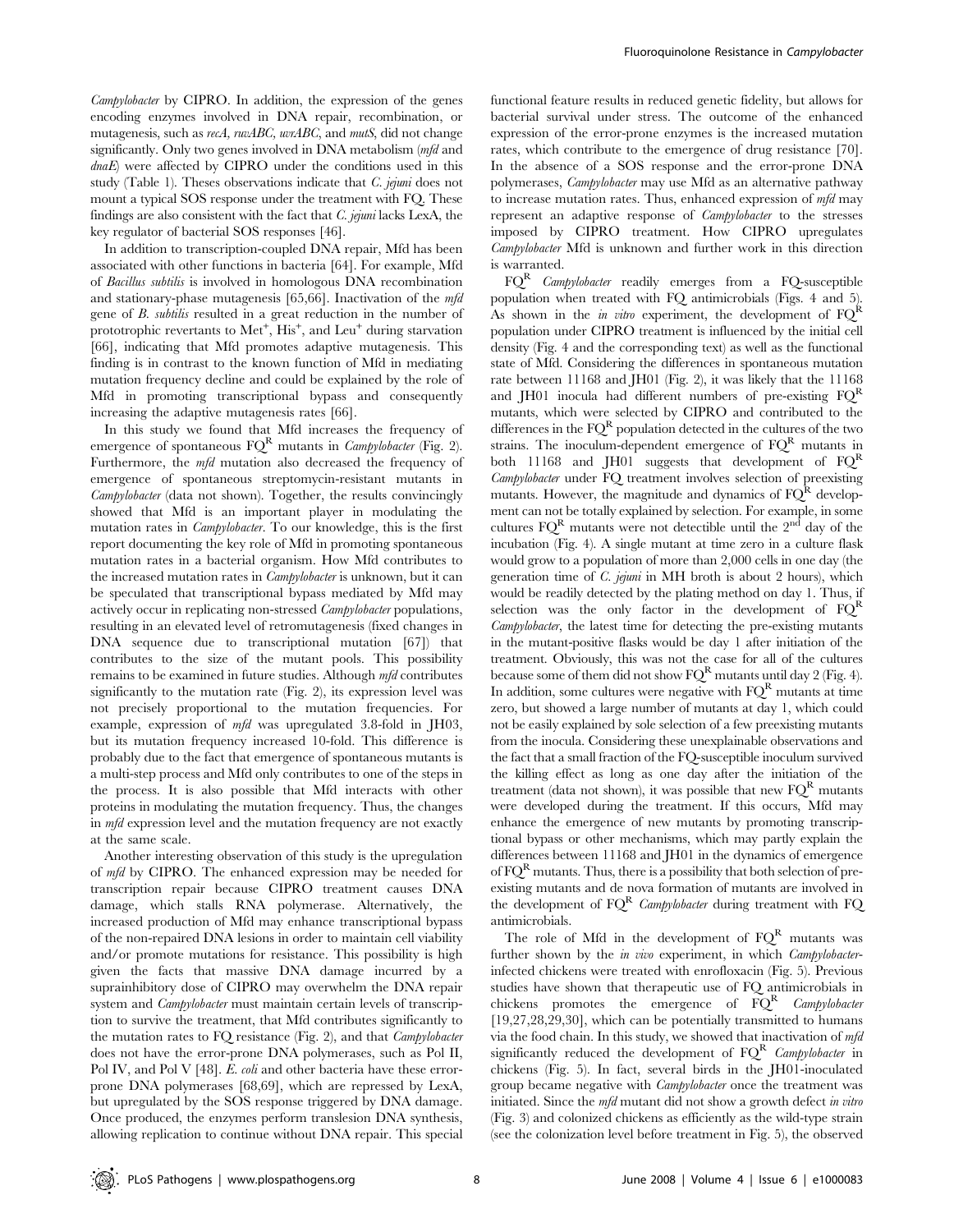*Campylobacter* by CIPRO. In addition, the expression of the genes encoding enzymes involved in DNA repair, recombination, or mutagenesis, such as *recA*, *ruvABC*, *uvrABC*, and *mutS*, did not change significantly. Only two genes involved in DNA metabolism (*mfd* and *dnaE*) were affected by CIPRO under the conditions used in this study (Table 1). Theses observations indicate that *C. jejuni* does not mount a typical SOS response under the treatment with FQ. These findings are also consistent with the fact that *C. jejuni* lacks LexA, the key regulator of bacterial SOS responses [46].

In addition to transcription-coupled DNA repair, Mfd has been associated with other functions in bacteria [64]. For example, Mfd of *Bacillus subtilis* is involved in homologous DNA recombination and stationary-phase mutagenesis [65,66]. Inactivation of the *mfd* gene of *B. subtilis* resulted in a great reduction in the number of prototrophic revertants to $Met^+$, $His^+$, and $Leu^+$ during starvation [66], indicating that Mfd promotes adaptive mutagenesis. This finding is in contrast to the known function of Mfd in mediating mutation frequency decline and could be explained by the role of Mfd in promoting transcriptional bypass and consequently increasing the adaptive mutagenesis rates [66].

In this study we found that Mfd increases the frequency of emergence of spontaneous $FQ^R$ mutants in *Campylobacter* (Fig. 2). Furthermore, the *mfd* mutation also decreased the frequency of emergence of spontaneous streptomycin-resistant mutants in *Campylobacter* (data not shown). Together, the results convincingly showed that Mfd is an important player in modulating the mutation rates in *Campylobacter*. To our knowledge, this is the first report documenting the key role of Mfd in promoting spontaneous mutation rates in a bacterial organism. How Mfd contributes to the increased mutation rates in *Campylobacter* is unknown, but it can be speculated that transcriptional bypass mediated by Mfd may actively occur in replicating non-stressed *Campylobacter* populations, resulting in an elevated level of retromutagenesis (fixed changes in DNA sequence due to transcriptional mutation [67]) that contributes to the size of the mutant pools. This possibility remains to be examined in future studies. Although *mfd* contributes significantly to the mutation rate (Fig. 2), its expression level was not precisely proportional to the mutation frequencies. For example, expression of *mfd* was upregulated 3.8-fold in JH03, but its mutation frequency increased 10-fold. This difference is probably due to the fact that emergence of spontaneous mutants is a multi-step process and Mfd only contributes to one of the steps in the process. It is also possible that Mfd interacts with other proteins in modulating the mutation frequency. Thus, the changes in *mfd* expression level and the mutation frequency are not exactly at the same scale.

Another interesting observation of this study is the upregulation of *mfd* by CIPRO. The enhanced expression may be needed for transcription repair because CIPRO treatment causes DNA damage, which stalls RNA polymerase. Alternatively, the increased production of Mfd may enhance transcriptional bypass of the non-repaired DNA lesions in order to maintain cell viability and/or promote mutations for resistance. This possibility is high given the facts that massive DNA damage incurred by a suprainhibitory dose of CIPRO may overwhelm the DNA repair system and *Campylobacter* must maintain certain levels of transcription to survive the treatment, that Mfd contributes significantly to the mutation rates to FQ resistance (Fig. 2), and that *Campylobacter* does not have the error-prone DNA polymerases, such as Pol II, Pol IV, and Pol V [48]. *E. coli* and other bacteria have these error-prone DNA polymerases [68,69], which are repressed by LexA, but upregulated by the SOS response triggered by DNA damage. Once produced, the enzymes perform translesion DNA synthesis, allowing replication to continue without DNA repair. This special functional feature results in reduced genetic fidelity, but allows for bacterial survival under stress. The outcome of the enhanced expression of the error-prone enzymes is the increased mutation rates, which contribute to the emergence of drug resistance [70]. In the absence of a SOS response and the error-prone DNA polymerases, *Campylobacter* may use Mfd as an alternative pathway to increase mutation rates. Thus, enhanced expression of *mfd* may represent an adaptive response of *Campylobacter* to the stresses imposed by CIPRO treatment. How CIPRO upregulates *Campylobacter* Mfd is unknown and further work in this direction is warranted.

$FQ^R$ *Campylobacter* readily emerges from a FQ-susceptible population when treated with FQ antimicrobials (Figs. 4 and 5). As shown in the *in vitro* experiment, the development of $FQ^R$ population under CIPRO treatment is influenced by the initial cell density (Fig. 4 and the corresponding text) as well as the functional state of Mfd. Considering the differences in spontaneous mutation rate between 11168 and JH01 (Fig. 2), it was likely that the 11168 and JH01 inocula had different numbers of pre-existing $FQ^R$ mutants, which were selected by CIPRO and contributed to the differences in the $FQ^R$ population detected in the cultures of the two strains. The inoculum-dependent emergence of $FQ^R$ mutants in both 11168 and JH01 suggests that development of $FQ^R$ *Campylobacter* under FQ treatment involves selection of preexisting mutants. However, the magnitude and dynamics of $FQ^R$ development can not be totally explained by selection. For example, in some cultures $FQ^R$ mutants were not detectible until the 2nd day of the incubation (Fig. 4). A single mutant at time zero in a culture flask would grow to a population of more than 2,000 cells in one day (the generation time of *C. jejuni* in MH broth is about 2 hours), which would be readily detected by the plating method on day 1. Thus, if selection was the only factor in the development of $FQ^R$ *Campylobacter*, the latest time for detecting the pre-existing mutants in the mutant-positive flasks would be day 1 after initiation of the treatment. Obviously, this was not the case for all of the cultures because some of them did not show $FQ^R$ mutants until day 2 (Fig. 4). In addition, some cultures were negative with $FQ^R$ mutants at time zero, but showed a large number of mutants at day 1, which could not be easily explained by sole selection of a few preexisting mutants from the inocula. Considering these unexplainable observations and the fact that a small fraction of the FQ-susceptible inoculum survived the killing effect as long as one day after the initiation of the treatment (data not shown), it was possible that new $FQ^R$ mutants were developed during the treatment. If this occurs, Mfd may enhance the emergence of new mutants by promoting transcriptional bypass or other mechanisms, which may partly explain the differences between 11168 and JH01 in the dynamics of emergence of $FQ^R$ mutants. Thus, there is a possibility that both selection of pre-existing mutants and de nova formation of mutants are involved in the development of $FQ^R$ *Campylobacter* during treatment with FQ antimicrobials.

The role of Mfd in the development of $FQ^R$ mutants was further shown by the *in vivo* experiment, in which *Campylobacter*-infected chickens were treated with enrofloxacin (Fig. 5). Previous studies have shown that therapeutic use of FQ antimicrobials in chickens promotes the emergence of $FQ^R$ *Campylobacter* [19,27,28,29,30], which can be potentially transmitted to humans via the food chain. In this study, we showed that inactivation of *mfd* significantly reduced the development of $FQ^R$ *Campylobacter* in chickens (Fig. 5). In fact, several birds in the JH01-inoculated group became negative with *Campylobacter* once the treatment was initiated. Since the *mfd* mutant did not show a growth defect *in vitro* (Fig. 3) and colonized chickens as efficiently as the wild-type strain (see the colonization level before treatment in Fig. 5), the observed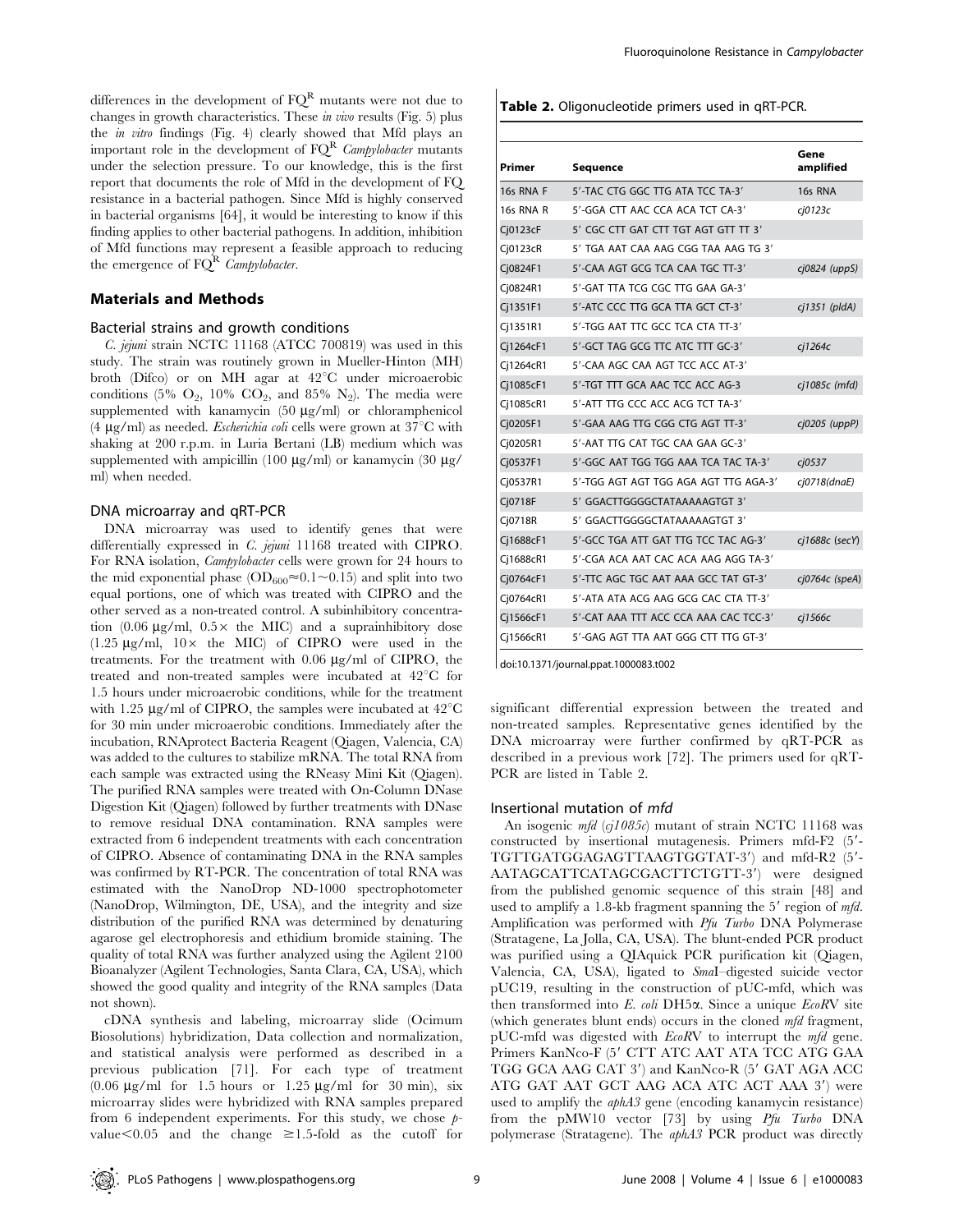differences in the development of $FQ^R$ mutants were not due to changes in growth characteristics. These *in vivo* results (Fig. 5) plus the *in vitro* findings (Fig. 4) clearly showed that Mfd plays an important role in the development of $FQ^R$ *Campylobacter* mutants under the selection pressure. To our knowledge, this is the first report that documents the role of Mfd in the development of FQ resistance in a bacterial pathogen. Since Mfd is highly conserved in bacterial organisms [64], it would be interesting to know if this finding applies to other bacterial pathogens. In addition, inhibition of Mfd functions may represent a feasible approach to reducing the emergence of $FQ^R$ *Campylobacter*.

## Materials and Methods

### Bacterial strains and growth conditions

*C. jejuni* strain NCTC 11168 (ATCC 700819) was used in this study. The strain was routinely grown in Mueller-Hinton (MH) broth (Difco) or on MH agar at 42°C under microaerobic conditions (5% $O_2$, 10% $CO_2$, and 85% $N_2$). The media were supplemented with kanamycin (50 µg/ml) or chloramphenicol (4 µg/ml) as needed. *Escherichia coli* cells were grown at 37°C with shaking at 200 r.p.m. in Luria Bertani (LB) medium which was supplemented with ampicillin (100 µg/ml) or kanamycin (30 µg/ml) when needed.

### DNA microarray and qRT-PCR

DNA microarray was used to identify genes that were differentially expressed in *C. jejuni* 11168 treated with CIPRO. For RNA isolation, *Campylobacter* cells were grown for 24 hours to the mid exponential phase ($OD_{600}$≈0.1~0.15) and split into two equal portions, one of which was treated with CIPRO and the other served as a non-treated control. A subinhibitory concentration (0.06 µg/ml, 0.5× the MIC) and a suprainhibitory dose (1.25 µg/ml, 10× the MIC) of CIPRO were used in the treatments. For the treatment with 0.06 µg/ml of CIPRO, the treated and non-treated samples were incubated at 42°C for 1.5 hours under microaerobic conditions, while for the treatment with 1.25 µg/ml of CIPRO, the samples were incubated at 42°C for 30 min under microaerobic conditions. Immediately after the incubation, RNAprotect Bacteria Reagent (Qiagen, Valencia, CA) was added to the cultures to stabilize mRNA. The total RNA from each sample was extracted using the RNeasy Mini Kit (Qiagen). The purified RNA samples were treated with On-Column DNase Digestion Kit (Qiagen) followed by further treatments with DNase to remove residual DNA contamination. RNA samples were extracted from 6 independent treatments with each concentration of CIPRO. Absence of contaminating DNA in the RNA samples was confirmed by RT-PCR. The concentration of total RNA was estimated with the NanoDrop ND-1000 spectrophotometer (NanoDrop, Wilmington, DE, USA), and the integrity and size distribution of the purified RNA was determined by denaturing agarose gel electrophoresis and ethidium bromide staining. The quality of total RNA was further analyzed using the Agilent 2100 Bioanalyzer (Agilent Technologies, Santa Clara, CA, USA), which showed the good quality and integrity of the RNA samples (Data not shown).

cDNA synthesis and labeling, microarray slide (Ocimum Biosolutions) hybridization, Data collection and normalization, and statistical analysis were performed as described in a previous publication [71]. For each type of treatment (0.06 µg/ml for 1.5 hours or 1.25 µg/ml for 30 min), six microarray slides were hybridized with RNA samples prepared from 6 independent experiments. For this study, we chose $p$-value<0.05 and the change ≥1.5-fold as the cutoff for significant differential expression between the treated and non-treated samples. Representative genes identified by the DNA microarray were further confirmed by qRT-PCR as described in a previous work [72]. The primers used for qRT-PCR are listed in Table 2.

**Table 2.** Oligonucleotide primers used in qRT-PCR.

| Primer | Sequence | Gene amplified |
|---|---|---|
| 16s RNA F | 5′-TAC CTG GGC TTG ATA TCC TA-3′ | 16s RNA |
| 16s RNA R | 5′-GGA CTT AAC CCA ACA TCT CA-3′ | *cj0123c* |
| Cj0123cF | 5′ CGC CTT GAT CTT TGT AGT GTT TT 3′ | |
| Cj0123cR | 5′ TGA AAT CAA AAG CGG TAA AAG TG 3′ | |
| Cj0824F1 | 5′-CAA AGT GCG TCA CAA TGC TT-3′ | *cj0824 (uppS)* |
| Cj0824R1 | 5′-GAT TTA TCG CGC TTG GAA GA-3′ | |
| Cj1351F1 | 5′-ATC CCC TTG GCA TTA GCT CT-3′ | *cj1351 (pldA)* |
| Cj1351R1 | 5′-TGG AAT TTC GCC TCA CTA TT-3′ | |
| Cj1264cF1 | 5′-GCT TAG GCG TTC ATC TTT GC-3′ | *cj1264c* |
| Cj1264cR1 | 5′-CAA AGC CAA AGT TCC ACC AT-3′ | |
| Cj1085cF1 | 5′-TGT TTT GCA AAC TCC ACC AG-3 | *cj1085c (mfd)* |
| Cj1085cR1 | 5′-ATT TTG CCC ACC ACG TCT TA-3′ | |
| Cj0205F1 | 5′-GAA AAG TTG CGG CTG AGT TT-3′ | *cj0205 (uppP)* |
| Cj0205R1 | 5′-AAT TTG CAT TGC CAA GAA GC-3′ | |
| Cj0537F1 | 5′-GGC AAT TGG TGG AAA TCA TAC TA-3′ | *cj0537* |
| Cj0537R1 | 5′-TGG AGT AGT TGG AGA AGT TTG AGA-3′ | *cj0718(dnaE)* |
| Cj0718F | 5′ GGACTTGGGGCTATAAAAAGTGT 3′ | |
| Cj0718R | 5′ GGACTTGGGGCTATAAAAAGTGT 3′ | |
| Cj1688cF1 | 5′-GCC TGA ATT GAT TTG TCC TAC AG-3′ | *cj1688c (secY)* |
| Cj1688cR1 | 5′-CGA ACA AAT CAC ACA AAG AGG TA-3′ | |
| Cj0764cF1 | 5′-TTC AGC TGC AAT AAA GCC TAT GT-3′ | *cj0764c (speA)* |
| Cj0764cR1 | 5′-ATA ATA ACG AAG GCG CAC CTA TT-3′ | |
| Cj1566cF1 | 5′-CAT AAA TTT ACC CCA AAA CAC TCC-3′ | *cj1566c* |
| Cj1566cR1 | 5′-GAG AGT TTA AAT GGG CTT TTG GT-3′ | |

doi:10.1371/journal.ppat.1000083.t002

### Insertional mutation of *mfd*

An isogenic *mfd* (*cj1085c*) mutant of strain NCTC 11168 was constructed by insertional mutagenesis. Primers mfd-F2 (5′-TGTTGATGGAGAGTTAAGTGGTAT-3′) and mfd-R2 (5′-AATAGCATTCATAGCGACTTCTGTT-3′) were designed from the published genomic sequence of this strain [48] and used to amplify a 1.8-kb fragment spanning the 5′ region of *mfd*. Amplification was performed with *Pfu Turbo* DNA Polymerase (Stratagene, La Jolla, CA, USA). The blunt-ended PCR product was purified using a QIAquick PCR purification kit (Qiagen, Valencia, CA, USA), ligated to *Sma*I–digested suicide vector pUC19, resulting in the construction of pUC-mfd, which was then transformed into *E. coli* DH5α. Since a unique *Eco*RV site (which generates blunt ends) occurs in the cloned *mfd* fragment, pUC-mfd was digested with *Eco*RV to interrupt the *mfd* gene. Primers KanNco-F (5′ CTT ATC AAT ATA TCC ATG GAA TGG GCA AAG CAT 3′) and KanNco-R (5′ GAT AGA ACC ATG GAT AAT GCT AAG ACA ATC ACT AAA 3′) were used to amplify the *aphA3* gene (encoding kanamycin resistance) from the pMW10 vector [73] by using *Pfu Turbo* DNA polymerase (Stratagene). The *aphA3* PCR product was directly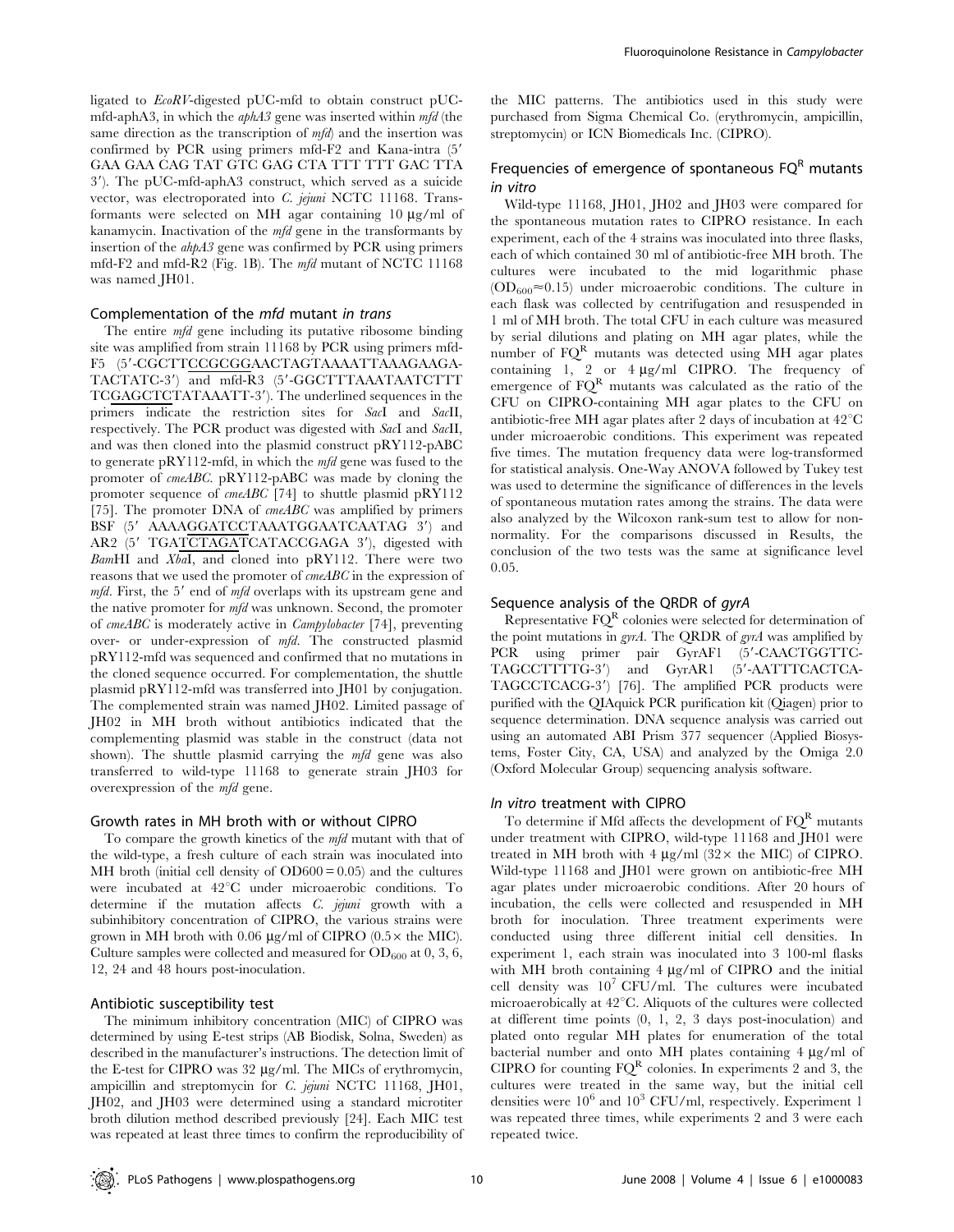ligated to *Eco*RV-digested pUC-mfd to obtain construct pUC-mfd-aphA3, in which the *aphA3* gene was inserted within *mfd* (the same direction as the transcription of *mfd*) and the insertion was confirmed by PCR using primers mfd-F2 and Kana-intra (5′ GAA GAA CAG TAT GTC GAG CTA TTT TTT GAC TTA 3′). The pUC-mfd-aphA3 construct, which served as a suicide vector, was electroporated into *C. jejuni* NCTC 11168. Transformants were selected on MH agar containing 10 μg/ml of kanamycin. Inactivation of the *mfd* gene in the transformants by insertion of the *ahpA3* gene was confirmed by PCR using primers mfd-F2 and mfd-R2 (Fig. 1B). The *mfd* mutant of NCTC 11168 was named JH01.

### Complementation of the *mfd* mutant *in trans*

The entire *mfd* gene including its putative ribosome binding site was amplified from strain 11168 by PCR using primers mfd-F5 (5′-CGCTTCCGCGGAACTAGTAAAATTAAAGAAGATACTATC-3′) and mfd-R3 (5′-GGCTTTAAATAATCTTTTCGAGCTCTATAAATT-3′). The underlined sequences in the primers indicate the restriction sites for *Sac*I and *Sac*II, respectively. The PCR product was digested with *Sac*I and *Sac*II, and was then cloned into the plasmid construct pRY112-pABC to generate pRY112-mfd, in which the *mfd* gene was fused to the promoter of *cmeABC*. pRY112-pABC was made by cloning the promoter sequence of *cmeABC* [74] to shuttle plasmid pRY112 [75]. The promoter DNA of *cmeABC* was amplified by primers BSF (5′ AAAAGGATCCTAAATGGAATCAATAG 3′) and AR2 (5′ TGATCTAGATCATACCGAGA 3′), digested with *Bam*HI and *Xba*I, and cloned into pRY112. There were two reasons that we used the promoter of *cmeABC* in the expression of *mfd*. First, the 5′ end of *mfd* overlaps with its upstream gene and the native promoter for *mfd* was unknown. Second, the promoter of *cmeABC* is moderately active in *Campylobacter* [74], preventing over- or under-expression of *mfd*. The constructed plasmid pRY112-mfd was sequenced and confirmed that no mutations in the cloned sequence occurred. For complementation, the shuttle plasmid pRY112-mfd was transferred into JH01 by conjugation. The complemented strain was named JH02. Limited passage of JH02 in MH broth without antibiotics indicated that the complementing plasmid was stable in the construct (data not shown). The shuttle plasmid carrying the *mfd* gene was also transferred to wild-type 11168 to generate strain JH03 for overexpression of the *mfd* gene.

### Growth rates in MH broth with or without CIPRO

To compare the growth kinetics of the *mfd* mutant with that of the wild-type, a fresh culture of each strain was inoculated into MH broth (initial cell density of $OD600 = 0.05$) and the cultures were incubated at 42°C under microaerobic conditions. To determine if the mutation affects *C. jejuni* growth with a subinhibitory concentration of CIPRO, the various strains were grown in MH broth with 0.06 μg/ml of CIPRO (0.5× the MIC). Culture samples were collected and measured for $OD_{600}$ at 0, 3, 6, 12, 24 and 48 hours post-inoculation.

### Antibiotic susceptibility test

The minimum inhibitory concentration (MIC) of CIPRO was determined by using E-test strips (AB Biodisk, Solna, Sweden) as described in the manufacturer's instructions. The detection limit of the E-test for CIPRO was 32 μg/ml. The MICs of erythromycin, ampicillin and streptomycin for *C. jejuni* NCTC 11168, JH01, JH02, and JH03 were determined using a standard microtiter broth dilution method described previously [24]. Each MIC test was repeated at least three times to confirm the reproducibility of the MIC patterns. The antibiotics used in this study were purchased from Sigma Chemical Co. (erythromycin, ampicillin, streptomycin) or ICN Biomedicals Inc. (CIPRO).

### Frequencies of emergence of spontaneous $FQ^R$ mutants *in vitro*

Wild-type 11168, JH01, JH02 and JH03 were compared for the spontaneous mutation rates to CIPRO resistance. In each experiment, each of the 4 strains was inoculated into three flasks, each of which contained 30 ml of antibiotic-free MH broth. The cultures were incubated to the mid logarithmic phase ($OD_{600} \approx 0.15$) under microaerobic conditions. The culture in each flask was collected by centrifugation and resuspended in 1 ml of MH broth. The total CFU in each culture was measured by serial dilutions and plating on MH agar plates, while the number of $FQ^R$ mutants was detected using MH agar plates containing 1, 2 or 4 μg/ml CIPRO. The frequency of emergence of $FQ^R$ mutants was calculated as the ratio of the CFU on CIPRO-containing MH agar plates to the CFU on antibiotic-free MH agar plates after 2 days of incubation at 42°C under microaerobic conditions. This experiment was repeated five times. The mutation frequency data were log-transformed for statistical analysis. One-Way ANOVA followed by Tukey test was used to determine the significance of differences in the levels of spontaneous mutation rates among the strains. The data were also analyzed by the Wilcoxon rank-sum test to allow for non-normality. For the comparisons discussed in Results, the conclusion of the two tests was the same at significance level 0.05.

### Sequence analysis of the QRDR of *gyrA*

Representative $FQ^R$ colonies were selected for determination of the point mutations in *gyrA*. The QRDR of *gyrA* was amplified by PCR using primer pair GyrAF1 (5′-CAACTGGTTCTAGCCTTTTG-3′) and GyrAR1 (5′-AATTTCACTCATAGCCTCACG-3′) [76]. The amplified PCR products were purified with the QIAquick PCR purification kit (Qiagen) prior to sequence determination. DNA sequence analysis was carried out using an automated ABI Prism 377 sequencer (Applied Biosystems, Foster City, CA, USA) and analyzed by the Omiga 2.0 (Oxford Molecular Group) sequencing analysis software.

### *In vitro* treatment with CIPRO

To determine if Mfd affects the development of $FQ^R$ mutants under treatment with CIPRO, wild-type 11168 and JH01 were treated in MH broth with 4 μg/ml (32× the MIC) of CIPRO. Wild-type 11168 and JH01 were grown on antibiotic-free MH agar plates under microaerobic conditions. After 20 hours of incubation, the cells were collected and resuspended in MH broth for inoculation. Three treatment experiments were conducted using three different initial cell densities. In experiment 1, each strain was inoculated into 3 100-ml flasks with MH broth containing 4 μg/ml of CIPRO and the initial cell density was $10^7$ CFU/ml. The cultures were incubated microaerobically at 42°C. Aliquots of the cultures were collected at different time points (0, 1, 2, 3 days post-inoculation) and plated onto regular MH plates for enumeration of the total bacterial number and onto MH plates containing 4 μg/ml of CIPRO for counting $FQ^R$ colonies. In experiments 2 and 3, the cultures were treated in the same way, but the initial cell densities were $10^6$ and $10^3$ CFU/ml, respectively. Experiment 1 was repeated three times, while experiments 2 and 3 were each repeated twice.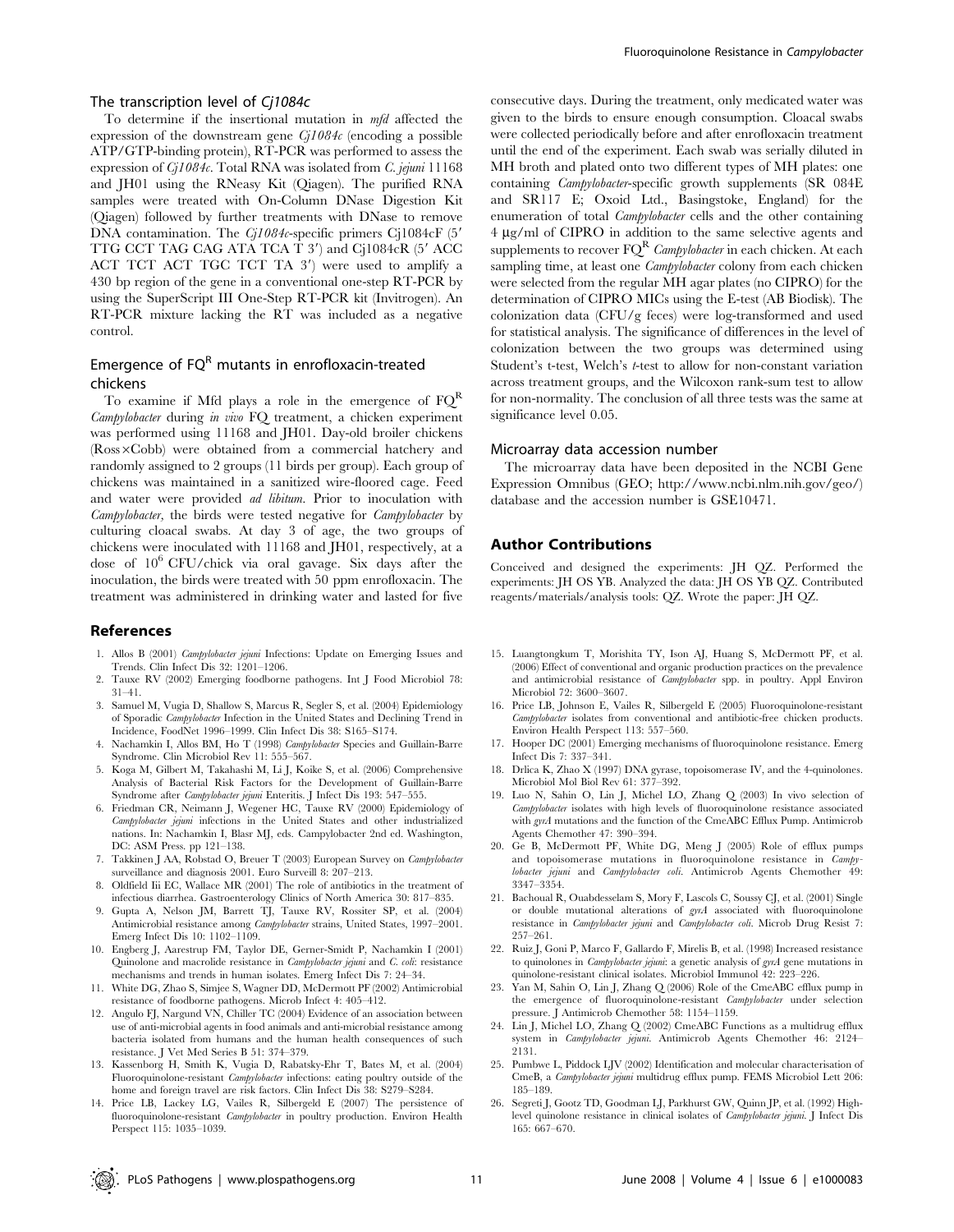### The transcription level of *Cj1084c*

To determine if the insertional mutation in *mfd* affected the expression of the downstream gene *Cj1084c* (encoding a possible ATP/GTP-binding protein), RT-PCR was performed to assess the expression of *Cj1084c*. Total RNA was isolated from *C. jejuni* 11168 and JH01 using the RNeasy Kit (Qiagen). The purified RNA samples were treated with On-Column DNase Digestion Kit (Qiagen) followed by further treatments with DNase to remove DNA contamination. The *Cj1084c*-specific primers Cj1084cF (5′ TTG CCT TAG CAG ATA TCA T 3′) and Cj1084cR (5′ ACC ACT TCT ACT TGC TCT TA 3′) were used to amplify a 430 bp region of the gene in a conventional one-step RT-PCR by using the SuperScript III One-Step RT-PCR kit (Invitrogen). An RT-PCR mixture lacking the RT was included as a negative control.

### Emergence of $FQ^R$ mutants in enrofloxacin-treated chickens

To examine if Mfd plays a role in the emergence of $FQ^R$ *Campylobacter* during *in vivo* FQ treatment, a chicken experiment was performed using 11168 and JH01. Day-old broiler chickens (Ross×Cobb) were obtained from a commercial hatchery and randomly assigned to 2 groups (11 birds per group). Each group of chickens was maintained in a sanitized wire-floored cage. Feed and water were provided *ad libitum*. Prior to inoculation with *Campylobacter*, the birds were tested negative for *Campylobacter* by culturing cloacal swabs. At day 3 of age, the two groups of chickens were inoculated with 11168 and JH01, respectively, at a dose of $10^6$ CFU/chick via oral gavage. Six days after the inoculation, the birds were treated with 50 ppm enrofloxacin. The treatment was administered in drinking water and lasted for five consecutive days. During the treatment, only medicated water was given to the birds to ensure enough consumption. Cloacal swabs were collected periodically before and after enrofloxacin treatment until the end of the experiment. Each swab was serially diluted in MH broth and plated onto two different types of MH plates: one containing *Campylobacter*-specific growth supplements (SR 084E and SR117 E; Oxoid Ltd., Basingstoke, England) for the enumeration of total *Campylobacter* cells and the other containing 4 µg/ml of CIPRO in addition to the same selective agents and supplements to recover $FQ^R$ *Campylobacter* in each chicken. At each sampling time, at least one *Campylobacter* colony from each chicken were selected from the regular MH agar plates (no CIPRO) for the determination of CIPRO MICs using the E-test (AB Biodisk). The colonization data (CFU/g feces) were log-transformed and used for statistical analysis. The significance of differences in the level of colonization between the two groups was determined using Student's t-test, Welch's *t*-test to allow for non-constant variation across treatment groups, and the Wilcoxon rank-sum test to allow for non-normality. The conclusion of all three tests was the same at significance level 0.05.

### Microarray data accession number

The microarray data have been deposited in the NCBI Gene Expression Omnibus (GEO; http://www.ncbi.nlm.nih.gov/geo/) database and the accession number is GSE10471.

## Author Contributions

Conceived and designed the experiments: JH QZ. Performed the experiments: JH OS YB. Analyzed the data: JH OS YB QZ. Contributed reagents/materials/analysis tools: QZ. Wrote the paper: JH QZ.

## References

1. Allos B (2001) *Campylobacter jejuni* Infections: Update on Emerging Issues and Trends. Clin Infect Dis 32: 1201–1206.
2. Tauxe RV (2002) Emerging foodborne pathogens. Int J Food Microbiol 78: 31–41.
3. Samuel M, Vugia D, Shallow S, Marcus R, Segler S, et al. (2004) Epidemiology of Sporadic *Campylobacter* Infection in the United States and Declining Trend in Incidence, FoodNet 1996–1999. Clin Infect Dis 38: S165–S174.
4. Nachamkin I, Allos BM, Ho T (1998) *Campylobacter* Species and Guillain-Barre Syndrome. Clin Microbiol Rev 11: 555–567.
5. Koga M, Gilbert M, Takahashi M, Li J, Koike S, et al. (2006) Comprehensive Analysis of Bacterial Risk Factors for the Development of Guillain-Barre Syndrome after *Campylobacter jejuni* Enteritis. J Infect Dis 193: 547–555.
6. Friedman CR, Neimann J, Wegener HC, Tauxe RV (2000) Epidemiology of *Campylobacter jejuni* infections in the United States and other industrialized nations. In: Nachamkin I, Blasr MJ, eds. Campylobacter 2nd ed. Washington, DC: ASM Press. pp 121–138.
7. Takkinen J AA, Robstad O, Breuer T (2003) European Survey on *Campylobacter* surveillance and diagnosis 2001. Euro Surveill 8: 207–213.
8. Oldfield Iii EC, Wallace MR (2001) The role of antibiotics in the treatment of infectious diarrhea. Gastroenterology Clinics of North America 30: 817–835.
9. Gupta A, Nelson JM, Barrett TJ, Tauxe RV, Rossiter SP, et al. (2004) Antimicrobial resistance among *Campylobacter* strains, United States, 1997–2001. Emerg Infect Dis 10: 1102–1109.
10. Engberg J, Aarestrup FM, Taylor DE, Gerner-Smidt P, Nachamkin I (2001) Quinolone and macrolide resistance in *Campylobacter jejuni* and *C. coli*: resistance mechanisms and trends in human isolates. Emerg Infect Dis 7: 24–34.
11. White DG, Zhao S, Simjee S, Wagner DD, McDermott PF (2002) Antimicrobial resistance of foodborne pathogens. Microb Infect 4: 405–412.
12. Angulo FJ, Nargund VN, Chiller TC (2004) Evidence of an association between use of anti-microbial agents in food animals and anti-microbial resistance among bacteria isolated from humans and the human health consequences of such resistance. J Vet Med Series B 51: 374–379.
13. Kassenborg H, Smith K, Vugia D, Rabatsky-Ehr T, Bates M, et al. (2004) Fluoroquinolone-resistant *Campylobacter* infections: eating poultry outside of the home and foreign travel are risk factors. Clin Infect Dis 38: S279–S284.
14. Price LB, Lackey LG, Vailes R, Silbergeld E (2007) The persistence of fluoroquinolone-resistant *Campylobacter* in poultry production. Environ Health Perspect 115: 1035–1039.
15. Luangtongkum T, Morishita TY, Ison AJ, Huang S, McDermott PF, et al. (2006) Effect of conventional and organic production practices on the prevalence and antimicrobial resistance of *Campylobacter* spp. in poultry. Appl Environ Microbiol 72: 3600–3607.
16. Price LB, Johnson E, Vailes R, Silbergeld E (2005) Fluoroquinolone-resistant *Campylobacter* isolates from conventional and antibiotic-free chicken products. Environ Health Perspect 113: 557–560.
17. Hooper DC (2001) Emerging mechanisms of fluoroquinolone resistance. Emerg Infect Dis 7: 337–341.
18. Drlica K, Zhao X (1997) DNA gyrase, topoisomerase IV, and the 4-quinolones. Microbiol Mol Biol Rev 61: 377–392.
19. Luo N, Sahin O, Lin J, Michel LO, Zhang Q (2003) In vivo selection of *Campylobacter* isolates with high levels of fluoroquinolone resistance associated with *gyrA* mutations and the function of the CmeABC Efflux Pump. Antimicrob Agents Chemother 47: 390–394.
20. Ge B, McDermott PF, White DG, Meng J (2005) Role of efflux pumps and topoisomerase mutations in fluoroquinolone resistance in *Campylobacter jejuni* and *Campylobacter coli*. Antimicrob Agents Chemother 49: 3347–3354.
21. Bachoual R, Ouabdesselam S, Mory F, Lascols C, Soussy CJ, et al. (2001) Single or double mutational alterations of *gyrA* associated with fluoroquinolone resistance in *Campylobacter jejuni* and *Campylobacter coli*. Microb Drug Resist 7: 257–261.
22. Ruiz J, Goni P, Marco F, Gallardo F, Mirelis B, et al. (1998) Increased resistance to quinolones in *Campylobacter jejuni*: a genetic analysis of *gyrA* gene mutations in quinolone-resistant clinical isolates. Microbiol Immunol 42: 223–226.
23. Yan M, Sahin O, Lin J, Zhang Q (2006) Role of the CmeABC efflux pump in the emergence of fluoroquinolone-resistant *Campylobacter* under selection pressure. J Antimicrob Chemother 58: 1154–1159.
24. Lin J, Michel LO, Zhang Q (2002) CmeABC Functions as a multidrug efflux system in *Campylobacter jejuni*. Antimicrob Agents Chemother 46: 2124–2131.
25. Pumbwe L, Piddock LJV (2002) Identification and molecular characterisation of CmeB, a *Campylobacter jejuni* multidrug efflux pump. FEMS Microbiol Lett 206: 185–189.
26. Segreti J, Gootz TD, Goodman LJ, Parkhurst GW, Quinn JP, et al. (1992) High-level quinolone resistance in clinical isolates of *Campylobacter jejuni*. J Infect Dis 165: 667–670.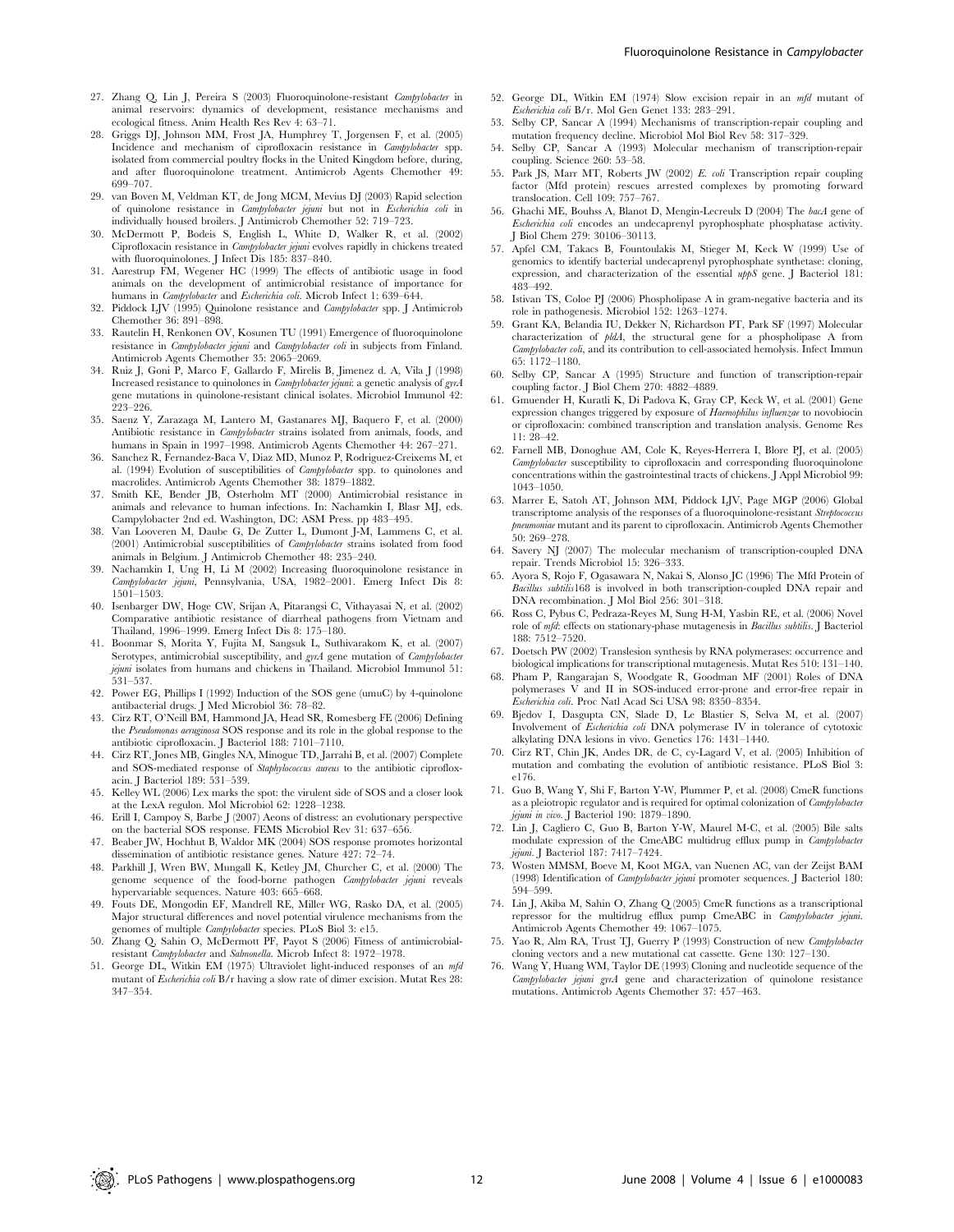27. Zhang Q, Lin J, Pereira S (2003) Fluoroquinolone-resistant *Campylobacter* in animal reservoirs: dynamics of development, resistance mechanisms and ecological fitness. Anim Health Res Rev 4: 63–71.
28. Griggs DJ, Johnson MM, Frost JA, Humphrey T, Jorgensen F, et al. (2005) Incidence and mechanism of ciprofloxacin resistance in *Campylobacter* spp. isolated from commercial poultry flocks in the United Kingdom before, during, and after fluoroquinolone treatment. Antimicrob Agents Chemother 49: 699–707.
29. van Boven M, Veldman KT, de Jong MCM, Mevius DJ (2003) Rapid selection of quinolone resistance in *Campylobacter jejuni* but not in *Escherichia coli* in individually housed broilers. J Antimicrob Chemother 52: 719–723.
30. McDermott P, Bodeis S, English L, White D, Walker R, et al. (2002) Ciprofloxacin resistance in *Campylobacter jejuni* evolves rapidly in chickens treated with fluoroquinolones. J Infect Dis 185: 837–840.
31. Aarestrup FM, Wegener HC (1999) The effects of antibiotic usage in food animals on the development of antimicrobial resistance of importance for humans in *Campylobacter* and *Escherichia coli*. Microb Infect 1: 639–644.
32. Piddock LJV (1995) Quinolone resistance and *Campylobacter* spp. J Antimicrob Chemother 36: 891–898.
33. Rautelin H, Renkonen OV, Kosunen TU (1991) Emergence of fluoroquinolone resistance in *Campylobacter jejuni* and *Campylobacter coli* in subjects from Finland. Antimicrob Agents Chemother 35: 2065–2069.
34. Ruiz J, Goni P, Marco F, Gallardo F, Mirelis B, Jimenez d. A, Vila J (1998) Increased resistance to quinolones in *Campylobacter jejuni*: a genetic analysis of *gyrA* gene mutations in quinolone-resistant clinical isolates. Microbiol Immunol 42: 223–226.
35. Saenz Y, Zarazaga M, Lantero M, Gastanares MJ, Baquero F, et al. (2000) Antibiotic resistance in *Campylobacter* strains isolated from animals, foods, and humans in Spain in 1997–1998. Antimicrob Agents Chemother 44: 267–271.
36. Sanchez R, Fernandez-Baca V, Diaz MD, Munoz P, Rodriguez-Creixems M, et al. (1994) Evolution of susceptibilities of *Campylobacter* spp. to quinolones and macrolides. Antimicrob Agents Chemother 38: 1879–1882.
37. Smith KE, Bender JB, Osterholm MT (2000) Antimicrobial resistance in animals and relevance to human infections. In: Nachamkin I, Blasr MJ, eds. Campylobacter 2nd ed. Washington, DC: ASM Press. pp 483–495.
38. Van Looveren M, Daube G, De Zutter L, Dumont J-M, Lammens C, et al. (2001) Antimicrobial susceptibilities of *Campylobacter* strains isolated from food animals in Belgium. J Antimicrob Chemother 48: 235–240.
39. Nachamkin I, Ung H, Li M (2002) Increasing fluoroquinolone resistance in *Campylobacter jejuni*, Pennsylvania, USA, 1982–2001. Emerg Infect Dis 8: 1501–1503.
40. Isenbarger DW, Hoge CW, Srijan A, Pitarangsi C, Vithayasai N, et al. (2002) Comparative antibiotic resistance of diarrheal pathogens from Vietnam and Thailand, 1996–1999. Emerg Infect Dis 8: 175–180.
41. Boonmar S, Morita Y, Fujita M, Sangsuk L, Suthivarakom K, et al. (2007) Serotypes, antimicrobial susceptibility, and *gyrA* gene mutation of *Campylobacter jejuni* isolates from humans and chickens in Thailand. Microbiol Immunol 51: 531–537.
42. Power EG, Phillips I (1992) Induction of the SOS gene (umuC) by 4-quinolone antibacterial drugs. J Med Microbiol 36: 78–82.
43. Cirz RT, O'Neill BM, Hammond JA, Head SR, Romesberg FE (2006) Defining the *Pseudomonas aeruginosa* SOS response and its role in the global response to the antibiotic ciprofloxacin. J Bacteriol 188: 7101–7110.
44. Cirz RT, Jones MB, Gingles NA, Minogue TD, Jarrahi B, et al. (2007) Complete and SOS-mediated response of *Staphylococcus aureus* to the antibiotic ciprofloxacin. J Bacteriol 189: 531–539.
45. Kelley WL (2006) Lex marks the spot: the virulent side of SOS and a closer look at the LexA regulon. Mol Microbiol 62: 1228–1238.
46. Erill I, Campoy S, Barbe J (2007) Aeons of distress: an evolutionary perspective on the bacterial SOS response. FEMS Microbiol Rev 31: 637–656.
47. Beaber JW, Hochhut B, Waldor MK (2004) SOS response promotes horizontal dissemination of antibiotic resistance genes. Nature 427: 72–74.
48. Parkhill J, Wren BW, Mungall K, Ketley JM, Churcher C, et al. (2000) The genome sequence of the food-borne pathogen *Campylobacter jejuni* reveals hypervariable sequences. Nature 403: 665–668.
49. Fouts DE, Mongodin EF, Mandrell RE, Miller WG, Rasko DA, et al. (2005) Major structural differences and novel potential virulence mechanisms from the genomes of multiple *Campylobacter* species. PLoS Biol 3: e15.
50. Zhang Q, Sahin O, McDermott PF, Payot S (2006) Fitness of antimicrobial-resistant *Campylobacter* and *Salmonella*. Microb Infect 8: 1972–1978.
51. George DL, Witkin EM (1975) Ultraviolet light-induced responses of an *mfd* mutant of *Escherichia coli* B/r having a slow rate of dimer excision. Mutat Res 28: 347–354.
52. George DL, Witkin EM (1974) Slow excision repair in an *mfd* mutant of *Escherichia coli* B/r. Mol Gen Genet 133: 283–291.
53. Selby CP, Sancar A (1994) Mechanisms of transcription-repair coupling and mutation frequency decline. Microbiol Mol Biol Rev 58: 317–329.
54. Selby CP, Sancar A (1993) Molecular mechanism of transcription-repair coupling. Science 260: 53–58.
55. Park JS, Marr MT, Roberts JW (2002) *E. coli* Transcription repair coupling factor (Mfd protein) rescues arrested complexes by promoting forward translocation. Cell 109: 757–767.
56. Ghachi ME, Bouhss A, Blanot D, Mengin-Lecreulx D (2004) The *bacA* gene of *Escherichia coli* encodes an undecaprenyl pyrophosphate phosphatase activity. J Biol Chem 279: 30106–30113.
57. Apfel CM, Takacs B, Fountoulakis M, Stieger M, Keck W (1999) Use of genomics to identify bacterial undecaprenyl pyrophosphate synthetase: cloning, expression, and characterization of the essential *uppS* gene. J Bacteriol 181: 483–492.
58. Istivan TS, Coloe PJ (2006) Phospholipase A in gram-negative bacteria and its role in pathogenesis. Microbiol 152: 1263–1274.
59. Grant KA, Belandia IU, Dekker N, Richardson PT, Park SF (1997) Molecular characterization of *pldA*, the structural gene for a phospholipase A from *Campylobacter coli*, and its contribution to cell-associated hemolysis. Infect Immun 65: 1172–1180.
60. Selby CP, Sancar A (1995) Structure and function of transcription-repair coupling factor. J Biol Chem 270: 4882–4889.
61. Gmuender H, Kuratli K, Di Padova K, Gray CP, Keck W, et al. (2001) Gene expression changes triggered by exposure of *Haemophilus influenzae* to novobiocin or ciprofloxacin: combined transcription and translation analysis. Genome Res 11: 28–42.
62. Farnell MB, Donoghue AM, Cole K, Reyes-Herrera I, Blore PJ, et al. (2005) *Campylobacter* susceptibility to ciprofloxacin and corresponding fluoroquinolone concentrations within the gastrointestinal tracts of chickens. J Appl Microbiol 99: 1043–1050.
63. Marrer E, Satoh AT, Johnson MM, Piddock LJV, Page MGP (2006) Global transcriptome analysis of the responses of a fluoroquinolone-resistant *Streptococcus pneumoniae* mutant and its parent to ciprofloxacin. Antimicrob Agents Chemother 50: 269–278.
64. Savery NJ (2007) The molecular mechanism of transcription-coupled DNA repair. Trends Microbiol 15: 326–333.
65. Ayora S, Rojo F, Ogasawara N, Nakai S, Alonso JC (1996) The Mfd Protein of *Bacillus subtilis*168 is involved in both transcription-coupled DNA repair and DNA recombination. J Mol Biol 256: 301–318.
66. Ross C, Pybus C, Pedraza-Reyes M, Sung H-M, Yasbin RE, et al. (2006) Novel role of *mfd*: effects on stationary-phase mutagenesis in *Bacillus subtilis*. J Bacteriol 188: 7512–7520.
67. Doetsch PW (2002) Translesion synthesis by RNA polymerases: occurrence and biological implications for transcriptional mutagenesis. Mutat Res 510: 131–140.
68. Pham P, Rangarajan S, Woodgate R, Goodman MF (2001) Roles of DNA polymerases V and II in SOS-induced error-prone and error-free repair in *Escherichia coli*. Proc Natl Acad Sci USA 98: 8350–8354.
69. Bjedov I, Dasgupta CN, Slade D, Le Blastier S, Selva M, et al. (2007) Involvement of *Escherichia coli* DNA polymerase IV in tolerance of cytotoxic alkylating DNA lesions in vivo. Genetics 176: 1431–1440.
70. Cirz RT, Chin JK, Andes DR, de C, cy-Lagard V, et al. (2005) Inhibition of mutation and combating the evolution of antibiotic resistance. PLoS Biol 3: e176.
71. Guo B, Wang Y, Shi F, Barton Y-W, Plummer P, et al. (2008) CmeR functions as a pleiotropic regulator and is required for optimal colonization of *Campylobacter jejuni in vivo*. J Bacteriol 190: 1879–1890.
72. Lin J, Cagliero C, Guo B, Barton Y-W, Maurel M-C, et al. (2005) Bile salts modulate expression of the CmeABC multidrug efflux pump in *Campylobacter jejuni*. J Bacteriol 187: 7417–7424.
73. Wosten MMSM, Boeve M, Koot MGA, van Nuenen AC, van der Zeijst BAM (1998) Identification of *Campylobacter jejuni* promoter sequences. J Bacteriol 180: 594–599.
74. Lin J, Akiba M, Sahin O, Zhang Q (2005) CmeR functions as a transcriptional repressor for the multidrug efflux pump CmeABC in *Campylobacter jejuni*. Antimicrob Agents Chemother 49: 1067–1075.
75. Yao R, Alm RA, Trust TJ, Guerry P (1993) Construction of new *Campylobacter* cloning vectors and a new mutational cat cassette. Gene 130: 127–130.
76. Wang Y, Huang WM, Taylor DE (1993) Cloning and nucleotide sequence of the *Campylobacter jejuni gyrA* gene and characterization of quinolone resistance mutations. Antimicrob Agents Chemother 37: 457–463.